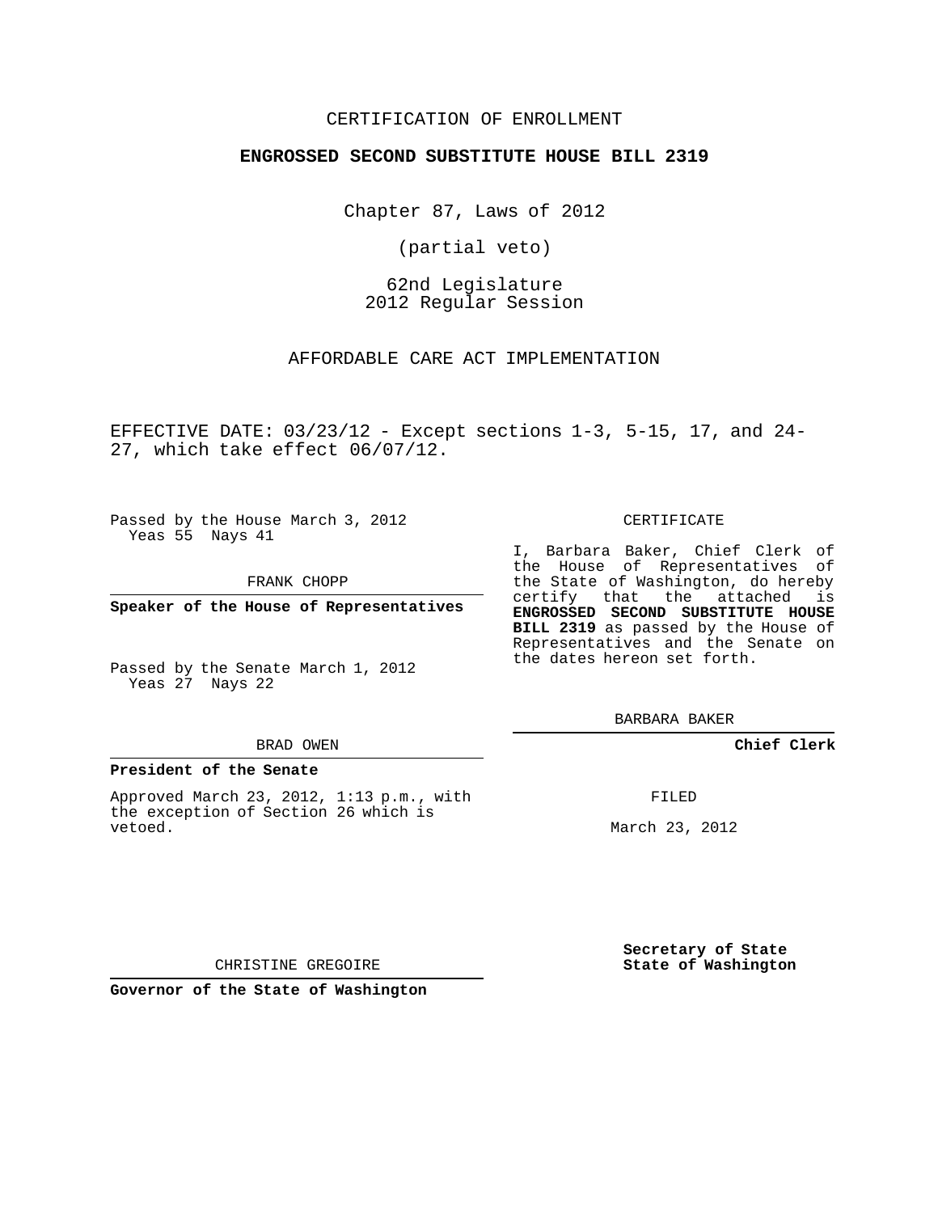CERTIFICATION OF ENROLLMENT

**ENGROSSED SECOND SUBSTITUTE HOUSE BILL 2319**

Chapter 87, Laws of 2012

(partial veto)

62nd Legislature
2012 Regular Session

AFFORDABLE CARE ACT IMPLEMENTATION

EFFECTIVE DATE: 03/23/12 - Except sections 1-3, 5-15, 17, and 24-27, which take effect 06/07/12.

Passed by the House March 3, 2012
Yeas 55 Nays 41

FRANK CHOPP

**Speaker of the House of Representatives**

Passed by the Senate March 1, 2012
Yeas 27 Nays 22

BRAD OWEN

**President of the Senate**

Approved March 23, 2012, 1:13 p.m., with the exception of Section 26 which is vetoed.

CHRISTINE GREGOIRE

**Governor of the State of Washington**

CERTIFICATE

I, Barbara Baker, Chief Clerk of the House of Representatives of the State of Washington, do hereby certify that the attached is **ENGROSSED SECOND SUBSTITUTE HOUSE BILL 2319** as passed by the House of Representatives and the Senate on the dates hereon set forth.

BARBARA BAKER

**Chief Clerk**

FILED

March 23, 2012

**Secretary of State**
**State of Washington**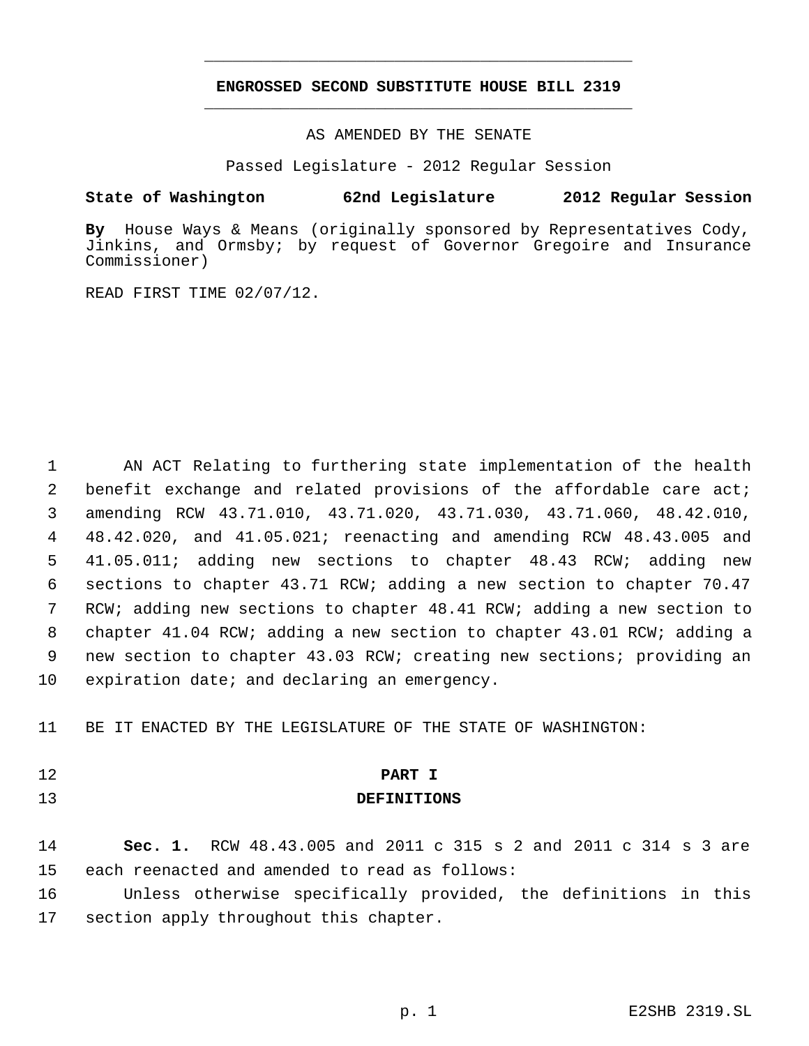# ENGROSSED SECOND SUBSTITUTE HOUSE BILL 2319

AS AMENDED BY THE SENATE

Passed Legislature - 2012 Regular Session

**State of Washington 62nd Legislature 2012 Regular Session**

**By** House Ways & Means (originally sponsored by Representatives Cody, Jinkins, and Ormsby; by request of Governor Gregoire and Insurance Commissioner)

READ FIRST TIME 02/07/12.

AN ACT Relating to furthering state implementation of the health benefit exchange and related provisions of the affordable care act; amending RCW 43.71.010, 43.71.020, 43.71.030, 43.71.060, 48.42.010, 48.42.020, and 41.05.021; reenacting and amending RCW 48.43.005 and 41.05.011; adding new sections to chapter 48.43 RCW; adding new sections to chapter 43.71 RCW; adding a new section to chapter 70.47 RCW; adding new sections to chapter 48.41 RCW; adding a new section to chapter 41.04 RCW; adding a new section to chapter 43.01 RCW; adding a new section to chapter 43.03 RCW; creating new sections; providing an expiration date; and declaring an emergency.

BE IT ENACTED BY THE LEGISLATURE OF THE STATE OF WASHINGTON:

## PART I
## DEFINITIONS

**Sec. 1.** RCW 48.43.005 and 2011 c 315 s 2 and 2011 c 314 s 3 are each reenacted and amended to read as follows:

Unless otherwise specifically provided, the definitions in this section apply throughout this chapter.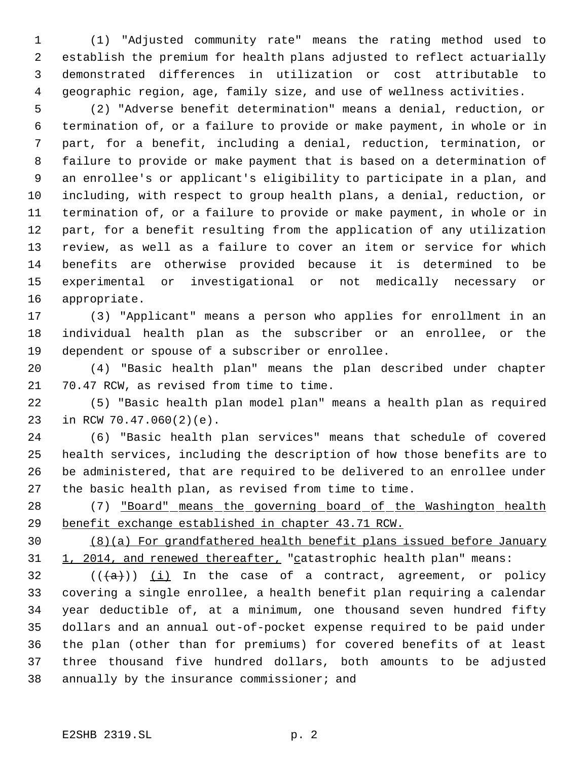(1) "Adjusted community rate" means the rating method used to establish the premium for health plans adjusted to reflect actuarially demonstrated differences in utilization or cost attributable to geographic region, age, family size, and use of wellness activities.

(2) "Adverse benefit determination" means a denial, reduction, or termination of, or a failure to provide or make payment, in whole or in part, for a benefit, including a denial, reduction, termination, or failure to provide or make payment that is based on a determination of an enrollee's or applicant's eligibility to participate in a plan, and including, with respect to group health plans, a denial, reduction, or termination of, or a failure to provide or make payment, in whole or in part, for a benefit resulting from the application of any utilization review, as well as a failure to cover an item or service for which benefits are otherwise provided because it is determined to be experimental or investigational or not medically necessary or appropriate.

(3) "Applicant" means a person who applies for enrollment in an individual health plan as the subscriber or an enrollee, or the dependent or spouse of a subscriber or enrollee.

(4) "Basic health plan" means the plan described under chapter 70.47 RCW, as revised from time to time.

(5) "Basic health plan model plan" means a health plan as required in RCW 70.47.060(2)(e).

(6) "Basic health plan services" means that schedule of covered health services, including the description of how those benefits are to be administered, that are required to be delivered to an enrollee under the basic health plan, as revised from time to time.

(7) "Board" means the governing board of the Washington health benefit exchange established in chapter 43.71 RCW.

(8)(a) For grandfathered health benefit plans issued before January 1, 2014, and renewed thereafter, "catastrophic health plan" means:

(((a))) (i) In the case of a contract, agreement, or policy covering a single enrollee, a health benefit plan requiring a calendar year deductible of, at a minimum, one thousand seven hundred fifty dollars and an annual out-of-pocket expense required to be paid under the plan (other than for premiums) for covered benefits of at least three thousand five hundred dollars, both amounts to be adjusted annually by the insurance commissioner; and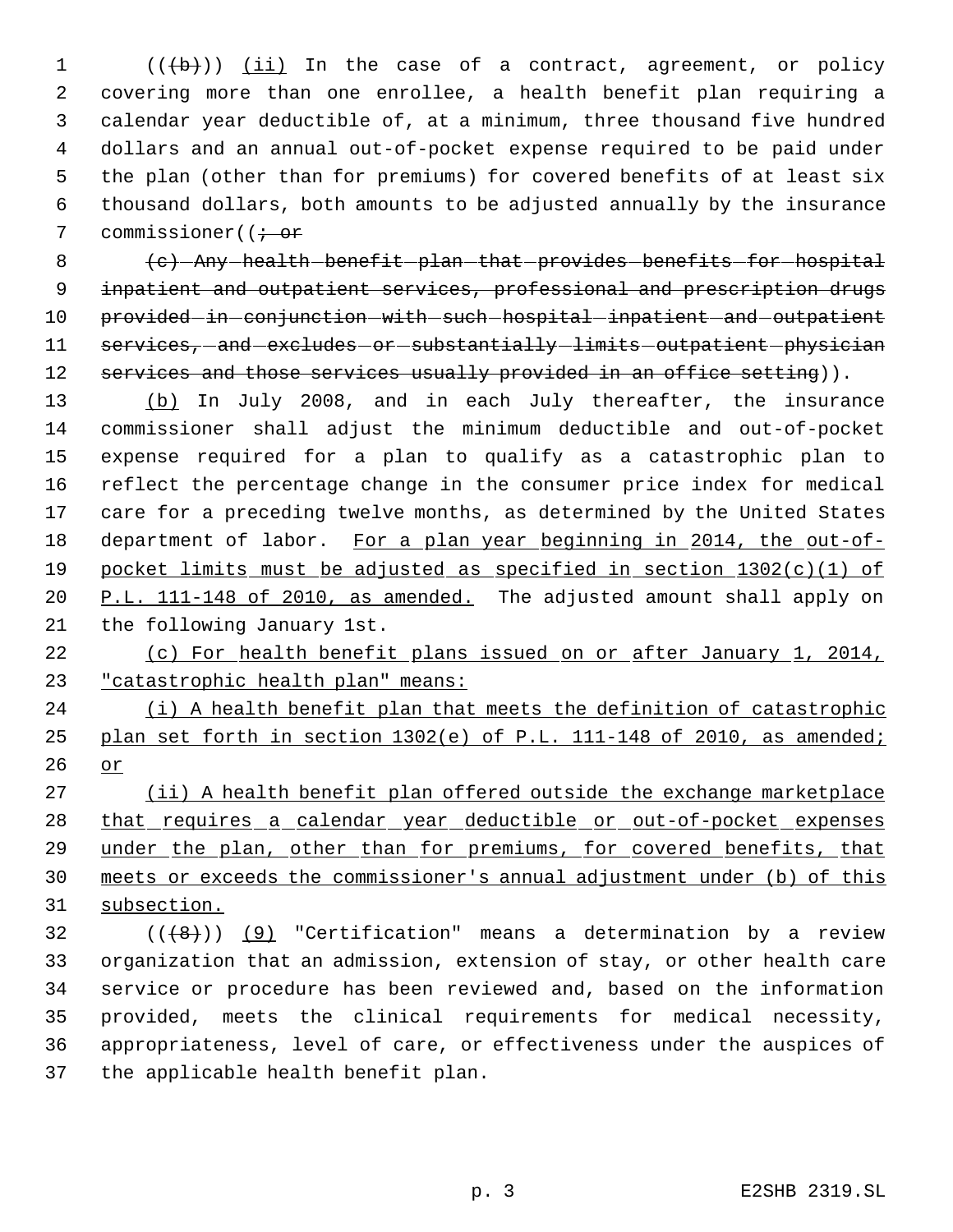(((b))) (ii) In the case of a contract, agreement, or policy covering more than one enrollee, a health benefit plan requiring a calendar year deductible of, at a minimum, three thousand five hundred dollars and an annual out-of-pocket expense required to be paid under the plan (other than for premiums) for covered benefits of at least six thousand dollars, both amounts to be adjusted annually by the insurance commissioner((; or

(c) Any health benefit plan that provides benefits for hospital inpatient and outpatient services, professional and prescription drugs provided in conjunction with such hospital inpatient and outpatient services, and excludes or substantially limits outpatient physician services and those services usually provided in an office setting)).

(b) In July 2008, and in each July thereafter, the insurance commissioner shall adjust the minimum deductible and out-of-pocket expense required for a plan to qualify as a catastrophic plan to reflect the percentage change in the consumer price index for medical care for a preceding twelve months, as determined by the United States department of labor. For a plan year beginning in 2014, the out-of-pocket limits must be adjusted as specified in section 1302(c)(1) of P.L. 111-148 of 2010, as amended. The adjusted amount shall apply on the following January 1st.

(c) For health benefit plans issued on or after January 1, 2014, "catastrophic health plan" means:

(i) A health benefit plan that meets the definition of catastrophic plan set forth in section 1302(e) of P.L. 111-148 of 2010, as amended; or

(ii) A health benefit plan offered outside the exchange marketplace that requires a calendar year deductible or out-of-pocket expenses under the plan, other than for premiums, for covered benefits, that meets or exceeds the commissioner's annual adjustment under (b) of this subsection.

(((8))) (9) "Certification" means a determination by a review organization that an admission, extension of stay, or other health care service or procedure has been reviewed and, based on the information provided, meets the clinical requirements for medical necessity, appropriateness, level of care, or effectiveness under the auspices of the applicable health benefit plan.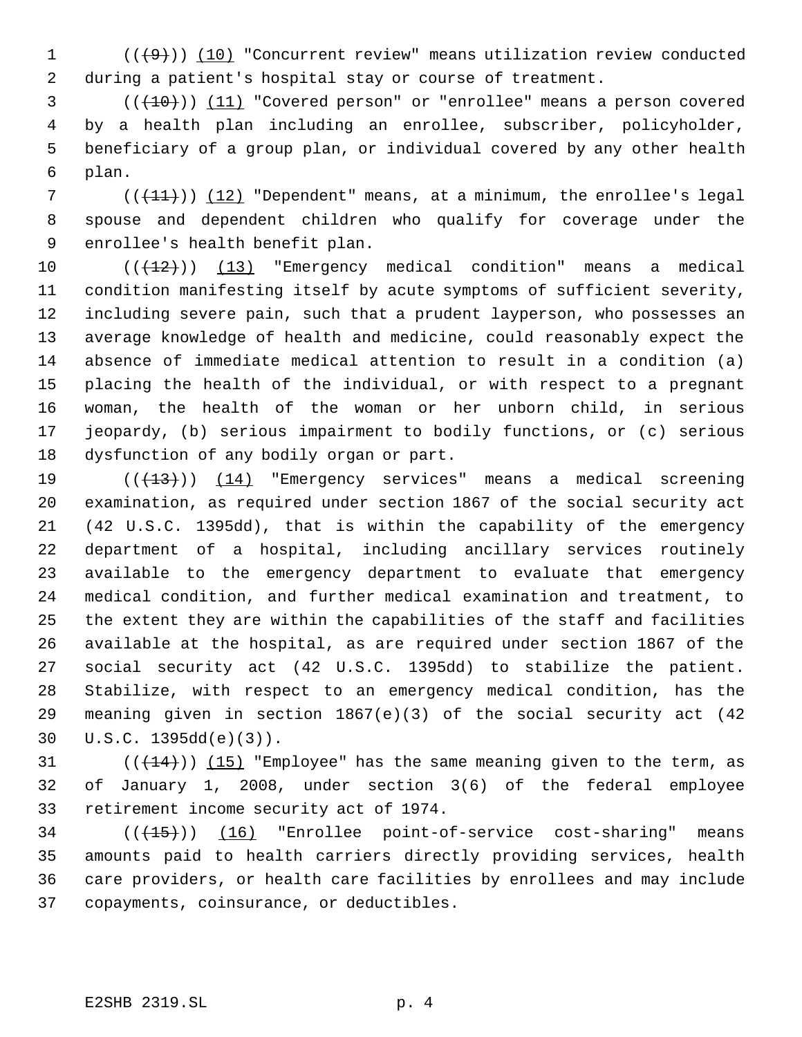(((9))) (10) "Concurrent review" means utilization review conducted during a patient's hospital stay or course of treatment.

(((10))) (11) "Covered person" or "enrollee" means a person covered by a health plan including an enrollee, subscriber, policyholder, beneficiary of a group plan, or individual covered by any other health plan.

(((11))) (12) "Dependent" means, at a minimum, the enrollee's legal spouse and dependent children who qualify for coverage under the enrollee's health benefit plan.

(((12))) (13) "Emergency medical condition" means a medical condition manifesting itself by acute symptoms of sufficient severity, including severe pain, such that a prudent layperson, who possesses an average knowledge of health and medicine, could reasonably expect the absence of immediate medical attention to result in a condition (a) placing the health of the individual, or with respect to a pregnant woman, the health of the woman or her unborn child, in serious jeopardy, (b) serious impairment to bodily functions, or (c) serious dysfunction of any bodily organ or part.

(((13))) (14) "Emergency services" means a medical screening examination, as required under section 1867 of the social security act (42 U.S.C. 1395dd), that is within the capability of the emergency department of a hospital, including ancillary services routinely available to the emergency department to evaluate that emergency medical condition, and further medical examination and treatment, to the extent they are within the capabilities of the staff and facilities available at the hospital, as are required under section 1867 of the social security act (42 U.S.C. 1395dd) to stabilize the patient. Stabilize, with respect to an emergency medical condition, has the meaning given in section 1867(e)(3) of the social security act (42 U.S.C. 1395dd(e)(3)).

(((14))) (15) "Employee" has the same meaning given to the term, as of January 1, 2008, under section 3(6) of the federal employee retirement income security act of 1974.

(((15))) (16) "Enrollee point-of-service cost-sharing" means amounts paid to health carriers directly providing services, health care providers, or health care facilities by enrollees and may include copayments, coinsurance, or deductibles.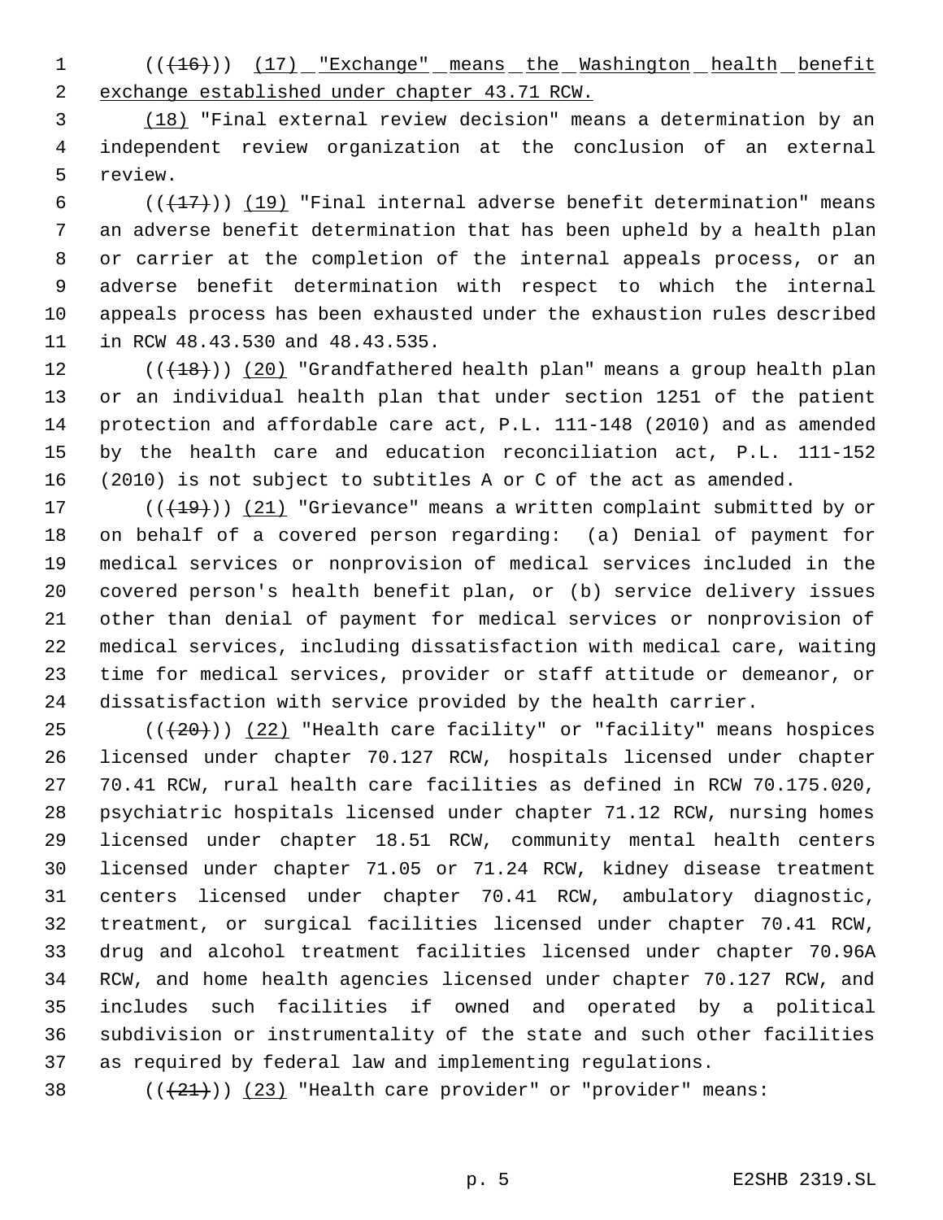((~~(16)~~)) <u>(17) "Exchange" means the Washington health benefit exchange established under chapter 43.71 RCW.</u>

<u>(18)</u> "Final external review decision" means a determination by an independent review organization at the conclusion of an external review.

((~~(17)~~)) <u>(19)</u> "Final internal adverse benefit determination" means an adverse benefit determination that has been upheld by a health plan or carrier at the completion of the internal appeals process, or an adverse benefit determination with respect to which the internal appeals process has been exhausted under the exhaustion rules described in RCW 48.43.530 and 48.43.535.

((~~(18)~~)) <u>(20)</u> "Grandfathered health plan" means a group health plan or an individual health plan that under section 1251 of the patient protection and affordable care act, P.L. 111-148 (2010) and as amended by the health care and education reconciliation act, P.L. 111-152 (2010) is not subject to subtitles A or C of the act as amended.

((~~(19)~~)) <u>(21)</u> "Grievance" means a written complaint submitted by or on behalf of a covered person regarding: (a) Denial of payment for medical services or nonprovision of medical services included in the covered person's health benefit plan, or (b) service delivery issues other than denial of payment for medical services or nonprovision of medical services, including dissatisfaction with medical care, waiting time for medical services, provider or staff attitude or demeanor, or dissatisfaction with service provided by the health carrier.

((~~(20)~~)) <u>(22)</u> "Health care facility" or "facility" means hospices licensed under chapter 70.127 RCW, hospitals licensed under chapter 70.41 RCW, rural health care facilities as defined in RCW 70.175.020, psychiatric hospitals licensed under chapter 71.12 RCW, nursing homes licensed under chapter 18.51 RCW, community mental health centers licensed under chapter 71.05 or 71.24 RCW, kidney disease treatment centers licensed under chapter 70.41 RCW, ambulatory diagnostic, treatment, or surgical facilities licensed under chapter 70.41 RCW, drug and alcohol treatment facilities licensed under chapter 70.96A RCW, and home health agencies licensed under chapter 70.127 RCW, and includes such facilities if owned and operated by a political subdivision or instrumentality of the state and such other facilities as required by federal law and implementing regulations.

((~~(21)~~)) <u>(23)</u> "Health care provider" or "provider" means: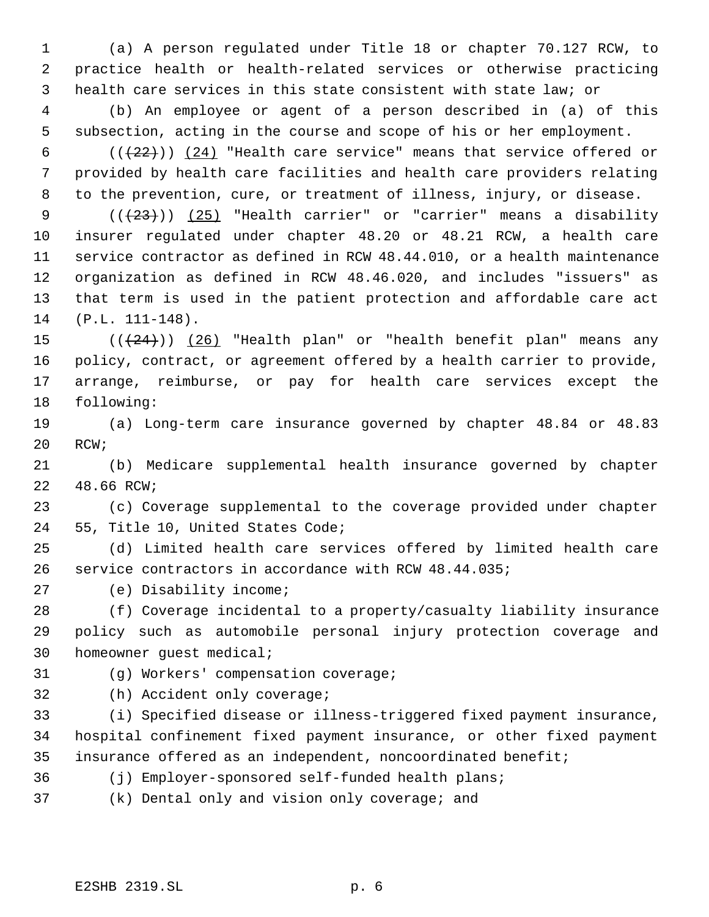(a) A person regulated under Title 18 or chapter 70.127 RCW, to practice health or health-related services or otherwise practicing health care services in this state consistent with state law; or

(b) An employee or agent of a person described in (a) of this subsection, acting in the course and scope of his or her employment.

(( ~~(22)~~ )) (24) "Health care service" means that service offered or provided by health care facilities and health care providers relating to the prevention, cure, or treatment of illness, injury, or disease.

(( ~~(23)~~ )) (25) "Health carrier" or "carrier" means a disability insurer regulated under chapter 48.20 or 48.21 RCW, a health care service contractor as defined in RCW 48.44.010, or a health maintenance organization as defined in RCW 48.46.020, and includes "issuers" as that term is used in the patient protection and affordable care act (P.L. 111-148).

(( ~~(24)~~ )) (26) "Health plan" or "health benefit plan" means any policy, contract, or agreement offered by a health carrier to provide, arrange, reimburse, or pay for health care services except the following:

(a) Long-term care insurance governed by chapter 48.84 or 48.83 RCW;

(b) Medicare supplemental health insurance governed by chapter 48.66 RCW;

(c) Coverage supplemental to the coverage provided under chapter 55, Title 10, United States Code;

(d) Limited health care services offered by limited health care service contractors in accordance with RCW 48.44.035;

(e) Disability income;

(f) Coverage incidental to a property/casualty liability insurance policy such as automobile personal injury protection coverage and homeowner guest medical;

(g) Workers' compensation coverage;

(h) Accident only coverage;

(i) Specified disease or illness-triggered fixed payment insurance, hospital confinement fixed payment insurance, or other fixed payment insurance offered as an independent, noncoordinated benefit;

(j) Employer-sponsored self-funded health plans;

(k) Dental only and vision only coverage; and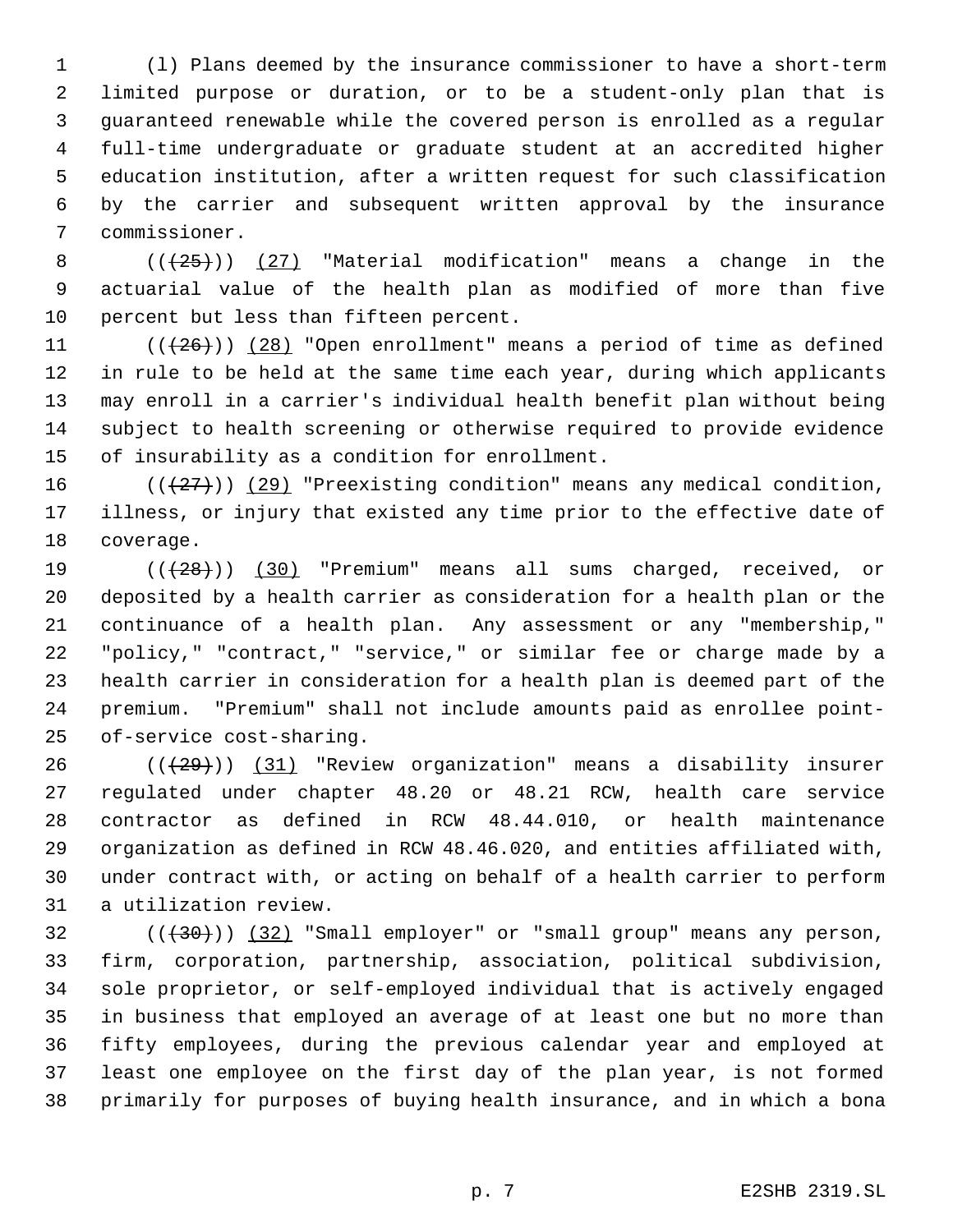(l) Plans deemed by the insurance commissioner to have a short-term limited purpose or duration, or to be a student-only plan that is guaranteed renewable while the covered person is enrolled as a regular full-time undergraduate or graduate student at an accredited higher education institution, after a written request for such classification by the carrier and subsequent written approval by the insurance commissioner.

(((25))) (27) "Material modification" means a change in the actuarial value of the health plan as modified of more than five percent but less than fifteen percent.

(((26))) (28) "Open enrollment" means a period of time as defined in rule to be held at the same time each year, during which applicants may enroll in a carrier's individual health benefit plan without being subject to health screening or otherwise required to provide evidence of insurability as a condition for enrollment.

(((27))) (29) "Preexisting condition" means any medical condition, illness, or injury that existed any time prior to the effective date of coverage.

(((28))) (30) "Premium" means all sums charged, received, or deposited by a health carrier as consideration for a health plan or the continuance of a health plan. Any assessment or any "membership," "policy," "contract," "service," or similar fee or charge made by a health carrier in consideration for a health plan is deemed part of the premium. "Premium" shall not include amounts paid as enrollee point-of-service cost-sharing.

(((29))) (31) "Review organization" means a disability insurer regulated under chapter 48.20 or 48.21 RCW, health care service contractor as defined in RCW 48.44.010, or health maintenance organization as defined in RCW 48.46.020, and entities affiliated with, under contract with, or acting on behalf of a health carrier to perform a utilization review.

(((30))) (32) "Small employer" or "small group" means any person, firm, corporation, partnership, association, political subdivision, sole proprietor, or self-employed individual that is actively engaged in business that employed an average of at least one but no more than fifty employees, during the previous calendar year and employed at least one employee on the first day of the plan year, is not formed primarily for purposes of buying health insurance, and in which a bona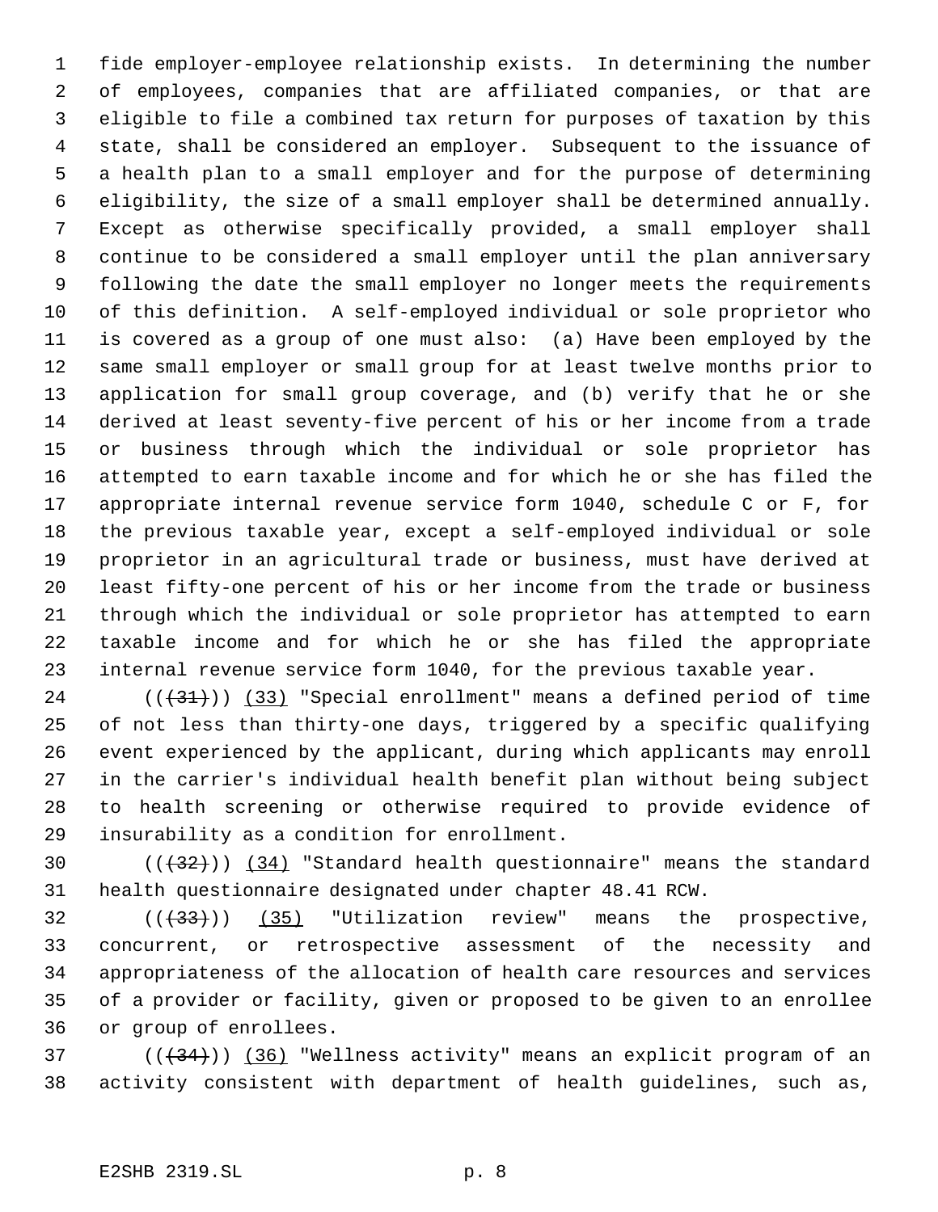fide employer-employee relationship exists. In determining the number of employees, companies that are affiliated companies, or that are eligible to file a combined tax return for purposes of taxation by this state, shall be considered an employer. Subsequent to the issuance of a health plan to a small employer and for the purpose of determining eligibility, the size of a small employer shall be determined annually. Except as otherwise specifically provided, a small employer shall continue to be considered a small employer until the plan anniversary following the date the small employer no longer meets the requirements of this definition. A self-employed individual or sole proprietor who is covered as a group of one must also: (a) Have been employed by the same small employer or small group for at least twelve months prior to application for small group coverage, and (b) verify that he or she derived at least seventy-five percent of his or her income from a trade or business through which the individual or sole proprietor has attempted to earn taxable income and for which he or she has filed the appropriate internal revenue service form 1040, schedule C or F, for the previous taxable year, except a self-employed individual or sole proprietor in an agricultural trade or business, must have derived at least fifty-one percent of his or her income from the trade or business through which the individual or sole proprietor has attempted to earn taxable income and for which he or she has filed the appropriate internal revenue service form 1040, for the previous taxable year.

((~~(31)~~)) (33) "Special enrollment" means a defined period of time of not less than thirty-one days, triggered by a specific qualifying event experienced by the applicant, during which applicants may enroll in the carrier's individual health benefit plan without being subject to health screening or otherwise required to provide evidence of insurability as a condition for enrollment.

((~~(32)~~)) (34) "Standard health questionnaire" means the standard health questionnaire designated under chapter 48.41 RCW.

((~~(33)~~)) (35) "Utilization review" means the prospective, concurrent, or retrospective assessment of the necessity and appropriateness of the allocation of health care resources and services of a provider or facility, given or proposed to be given to an enrollee or group of enrollees.

((~~(34)~~)) (36) "Wellness activity" means an explicit program of an activity consistent with department of health guidelines, such as,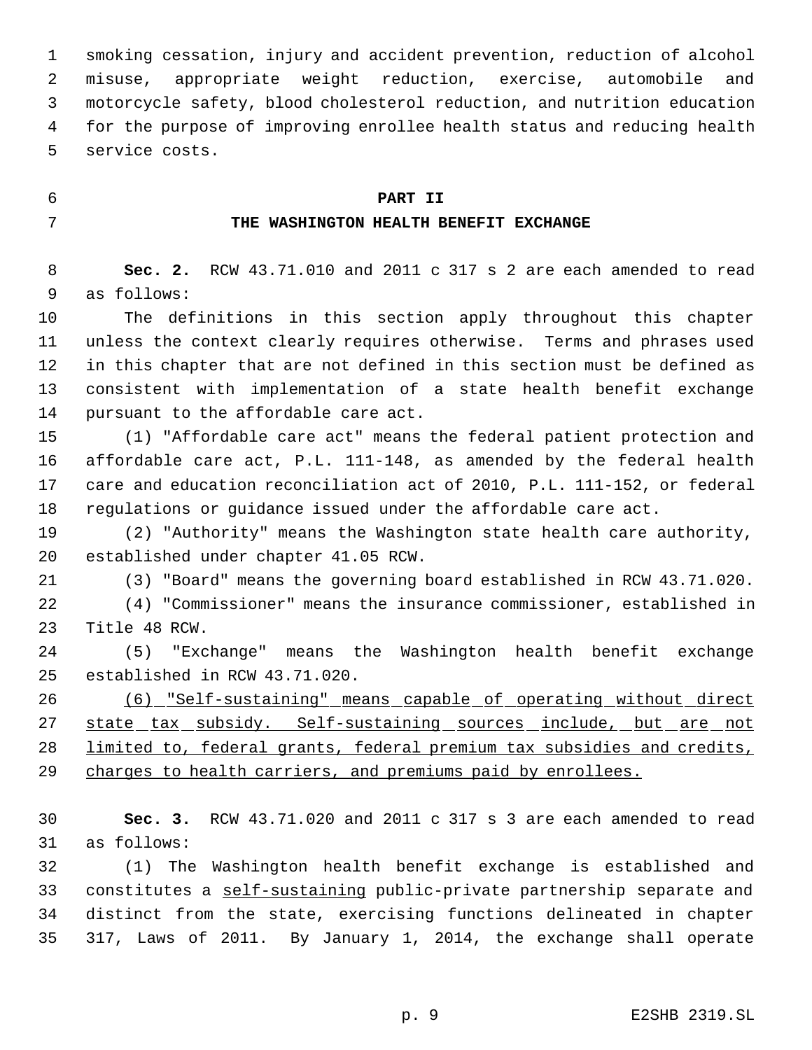smoking cessation, injury and accident prevention, reduction of alcohol misuse, appropriate weight reduction, exercise, automobile and motorcycle safety, blood cholesterol reduction, and nutrition education for the purpose of improving enrollee health status and reducing health service costs.

**PART II**
**THE WASHINGTON HEALTH BENEFIT EXCHANGE**

**Sec. 2.** RCW 43.71.010 and 2011 c 317 s 2 are each amended to read as follows:

The definitions in this section apply throughout this chapter unless the context clearly requires otherwise. Terms and phrases used in this chapter that are not defined in this section must be defined as consistent with implementation of a state health benefit exchange pursuant to the affordable care act.

(1) "Affordable care act" means the federal patient protection and affordable care act, P.L. 111-148, as amended by the federal health care and education reconciliation act of 2010, P.L. 111-152, or federal regulations or guidance issued under the affordable care act.

(2) "Authority" means the Washington state health care authority, established under chapter 41.05 RCW.

(3) "Board" means the governing board established in RCW 43.71.020.

(4) "Commissioner" means the insurance commissioner, established in Title 48 RCW.

(5) "Exchange" means the Washington health benefit exchange established in RCW 43.71.020.

<u>(6) "Self-sustaining" means capable of operating without direct state tax subsidy. Self-sustaining sources include, but are not limited to, federal grants, federal premium tax subsidies and credits, charges to health carriers, and premiums paid by enrollees.</u>

**Sec. 3.** RCW 43.71.020 and 2011 c 317 s 3 are each amended to read as follows:

(1) The Washington health benefit exchange is established and constitutes a <u>self-sustaining</u> public-private partnership separate and distinct from the state, exercising functions delineated in chapter 317, Laws of 2011. By January 1, 2014, the exchange shall operate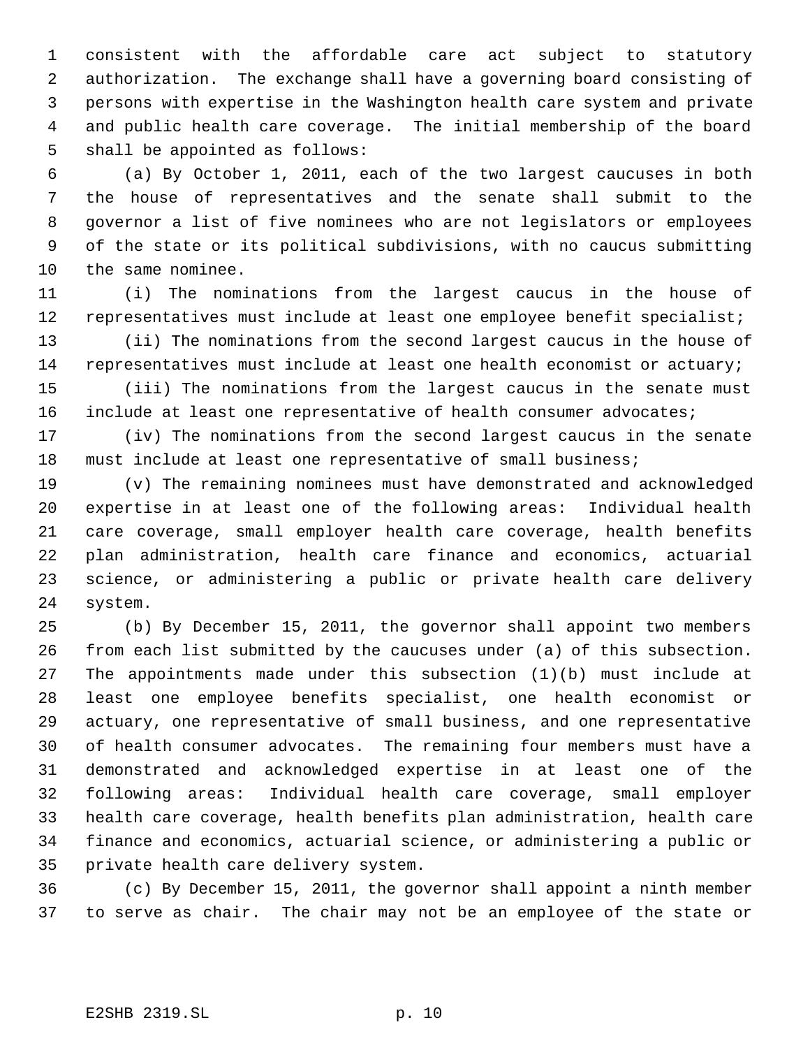consistent with the affordable care act subject to statutory authorization. The exchange shall have a governing board consisting of persons with expertise in the Washington health care system and private and public health care coverage. The initial membership of the board shall be appointed as follows:

(a) By October 1, 2011, each of the two largest caucuses in both the house of representatives and the senate shall submit to the governor a list of five nominees who are not legislators or employees of the state or its political subdivisions, with no caucus submitting the same nominee.

(i) The nominations from the largest caucus in the house of representatives must include at least one employee benefit specialist;

(ii) The nominations from the second largest caucus in the house of representatives must include at least one health economist or actuary;

(iii) The nominations from the largest caucus in the senate must include at least one representative of health consumer advocates;

(iv) The nominations from the second largest caucus in the senate must include at least one representative of small business;

(v) The remaining nominees must have demonstrated and acknowledged expertise in at least one of the following areas: Individual health care coverage, small employer health care coverage, health benefits plan administration, health care finance and economics, actuarial science, or administering a public or private health care delivery system.

(b) By December 15, 2011, the governor shall appoint two members from each list submitted by the caucuses under (a) of this subsection. The appointments made under this subsection (1)(b) must include at least one employee benefits specialist, one health economist or actuary, one representative of small business, and one representative of health consumer advocates. The remaining four members must have a demonstrated and acknowledged expertise in at least one of the following areas: Individual health care coverage, small employer health care coverage, health benefits plan administration, health care finance and economics, actuarial science, or administering a public or private health care delivery system.

(c) By December 15, 2011, the governor shall appoint a ninth member to serve as chair. The chair may not be an employee of the state or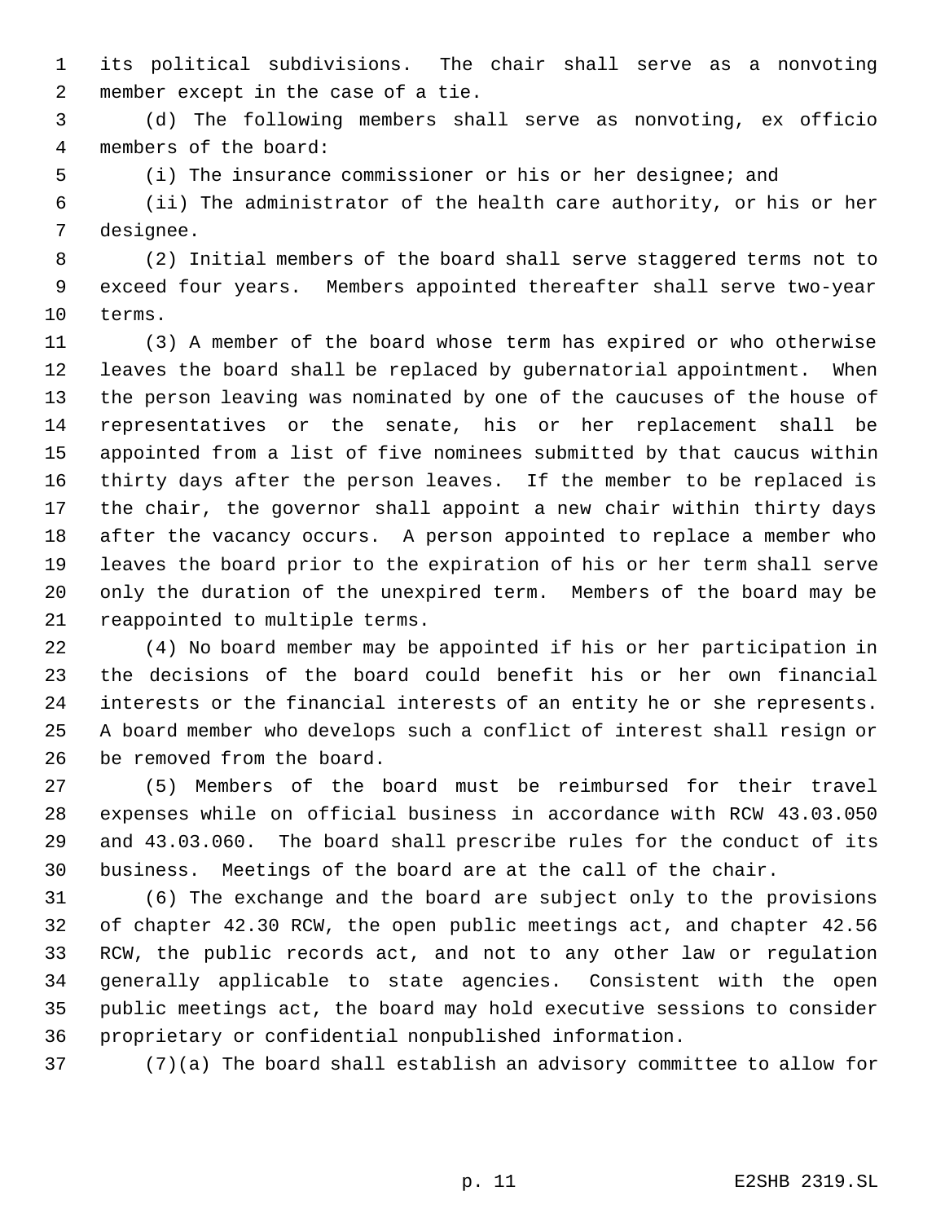its political subdivisions. The chair shall serve as a nonvoting member except in the case of a tie.

(d) The following members shall serve as nonvoting, ex officio members of the board:

(i) The insurance commissioner or his or her designee; and

(ii) The administrator of the health care authority, or his or her designee.

(2) Initial members of the board shall serve staggered terms not to exceed four years. Members appointed thereafter shall serve two-year terms.

(3) A member of the board whose term has expired or who otherwise leaves the board shall be replaced by gubernatorial appointment. When the person leaving was nominated by one of the caucuses of the house of representatives or the senate, his or her replacement shall be appointed from a list of five nominees submitted by that caucus within thirty days after the person leaves. If the member to be replaced is the chair, the governor shall appoint a new chair within thirty days after the vacancy occurs. A person appointed to replace a member who leaves the board prior to the expiration of his or her term shall serve only the duration of the unexpired term. Members of the board may be reappointed to multiple terms.

(4) No board member may be appointed if his or her participation in the decisions of the board could benefit his or her own financial interests or the financial interests of an entity he or she represents. A board member who develops such a conflict of interest shall resign or be removed from the board.

(5) Members of the board must be reimbursed for their travel expenses while on official business in accordance with RCW 43.03.050 and 43.03.060. The board shall prescribe rules for the conduct of its business. Meetings of the board are at the call of the chair.

(6) The exchange and the board are subject only to the provisions of chapter 42.30 RCW, the open public meetings act, and chapter 42.56 RCW, the public records act, and not to any other law or regulation generally applicable to state agencies. Consistent with the open public meetings act, the board may hold executive sessions to consider proprietary or confidential nonpublished information.

(7)(a) The board shall establish an advisory committee to allow for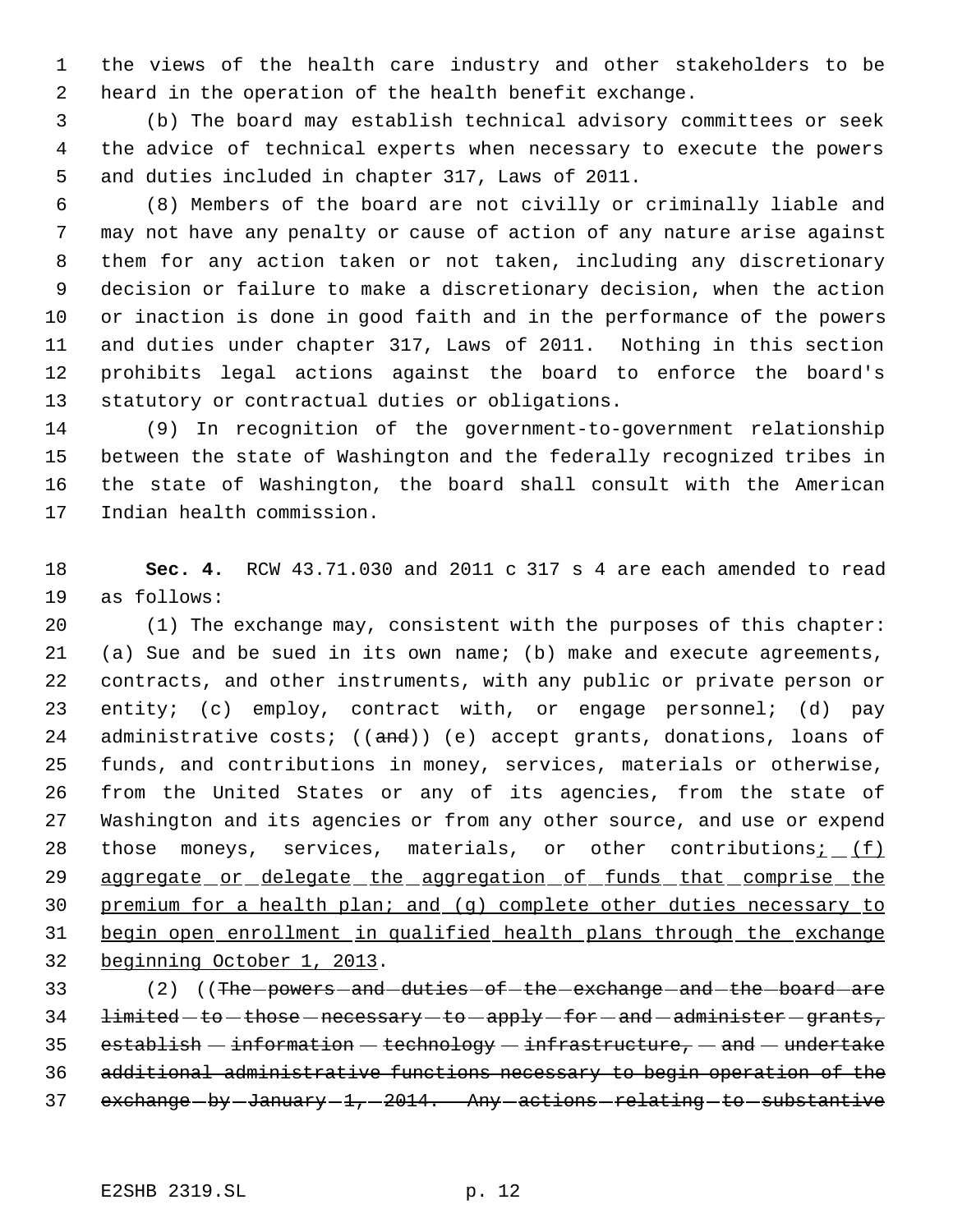the views of the health care industry and other stakeholders to be heard in the operation of the health benefit exchange.

(b) The board may establish technical advisory committees or seek the advice of technical experts when necessary to execute the powers and duties included in chapter 317, Laws of 2011.

(8) Members of the board are not civilly or criminally liable and may not have any penalty or cause of action of any nature arise against them for any action taken or not taken, including any discretionary decision or failure to make a discretionary decision, when the action or inaction is done in good faith and in the performance of the powers and duties under chapter 317, Laws of 2011. Nothing in this section prohibits legal actions against the board to enforce the board's statutory or contractual duties or obligations.

(9) In recognition of the government-to-government relationship between the state of Washington and the federally recognized tribes in the state of Washington, the board shall consult with the American Indian health commission.

**Sec. 4.** RCW 43.71.030 and 2011 c 317 s 4 are each amended to read as follows:

(1) The exchange may, consistent with the purposes of this chapter: (a) Sue and be sued in its own name; (b) make and execute agreements, contracts, and other instruments, with any public or private person or entity; (c) employ, contract with, or engage personnel; (d) pay administrative costs; ((~~and~~)) (e) accept grants, donations, loans of funds, and contributions in money, services, materials or otherwise, from the United States or any of its agencies, from the state of Washington and its agencies or from any other source, and use or expend those moneys, services, materials, or other contributions<u>; (f) aggregate or delegate the aggregation of funds that comprise the premium for a health plan; and (g) complete other duties necessary to begin open enrollment in qualified health plans through the exchange beginning October 1, 2013</u>.

(2) ((~~The powers and duties of the exchange and the board are limited to those necessary to apply for and administer grants, establish information technology infrastructure, and undertake additional administrative functions necessary to begin operation of the exchange by January 1, 2014. Any actions relating to substantive~~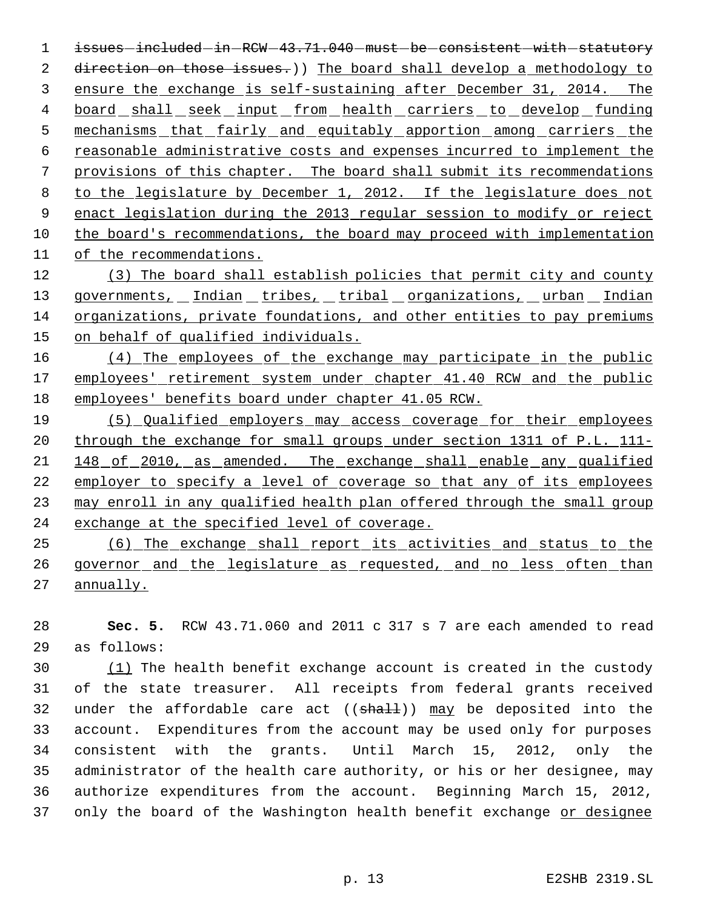~~issues included in RCW 43.71.040 must be consistent with statutory direction on those issues.~~)) <u>The board shall develop a methodology to ensure the exchange is self-sustaining after December 31, 2014. The board shall seek input from health carriers to develop funding mechanisms that fairly and equitably apportion among carriers the reasonable administrative costs and expenses incurred to implement the provisions of this chapter. The board shall submit its recommendations to the legislature by December 1, 2012. If the legislature does not enact legislation during the 2013 regular session to modify or reject the board's recommendations, the board may proceed with implementation of the recommendations.</u>

<u>(3) The board shall establish policies that permit city and county governments, Indian tribes, tribal organizations, urban Indian organizations, private foundations, and other entities to pay premiums on behalf of qualified individuals.</u>

<u>(4) The employees of the exchange may participate in the public employees' retirement system under chapter 41.40 RCW and the public employees' benefits board under chapter 41.05 RCW.</u>

<u>(5) Qualified employers may access coverage for their employees through the exchange for small groups under section 1311 of P.L. 111-148 of 2010, as amended. The exchange shall enable any qualified employer to specify a level of coverage so that any of its employees may enroll in any qualified health plan offered through the small group exchange at the specified level of coverage.</u>

<u>(6) The exchange shall report its activities and status to the governor and the legislature as requested, and no less often than annually.</u>

**Sec. 5.** RCW 43.71.060 and 2011 c 317 s 7 are each amended to read as follows:

<u>(1)</u> The health benefit exchange account is created in the custody of the state treasurer. All receipts from federal grants received under the affordable care act ((~~shall~~)) <u>may</u> be deposited into the account. Expenditures from the account may be used only for purposes consistent with the grants. Until March 15, 2012, only the administrator of the health care authority, or his or her designee, may authorize expenditures from the account. Beginning March 15, 2012, only the board of the Washington health benefit exchange <u>or designee</u>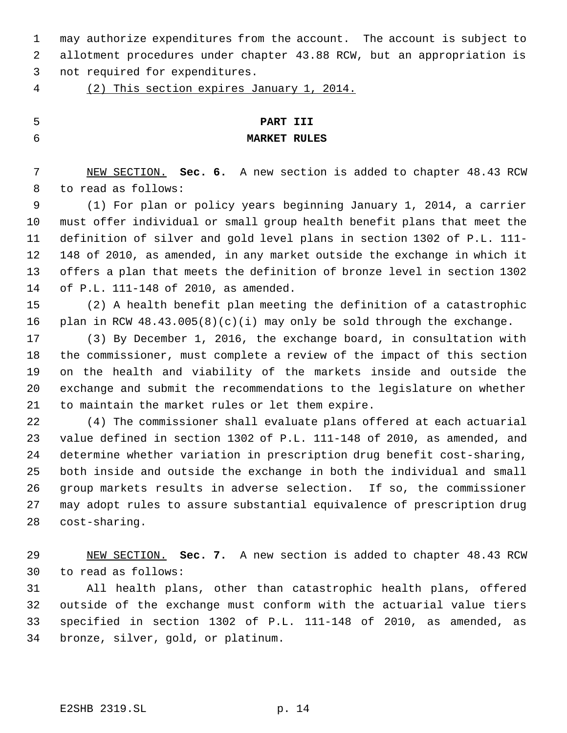may authorize expenditures from the account. The account is subject to allotment procedures under chapter 43.88 RCW, but an appropriation is not required for expenditures.

(2) This section expires January 1, 2014.

## PART III
## MARKET RULES

NEW SECTION. **Sec. 6.** A new section is added to chapter 48.43 RCW to read as follows:

(1) For plan or policy years beginning January 1, 2014, a carrier must offer individual or small group health benefit plans that meet the definition of silver and gold level plans in section 1302 of P.L. 111-148 of 2010, as amended, in any market outside the exchange in which it offers a plan that meets the definition of bronze level in section 1302 of P.L. 111-148 of 2010, as amended.

(2) A health benefit plan meeting the definition of a catastrophic plan in RCW 48.43.005(8)(c)(i) may only be sold through the exchange.

(3) By December 1, 2016, the exchange board, in consultation with the commissioner, must complete a review of the impact of this section on the health and viability of the markets inside and outside the exchange and submit the recommendations to the legislature on whether to maintain the market rules or let them expire.

(4) The commissioner shall evaluate plans offered at each actuarial value defined in section 1302 of P.L. 111-148 of 2010, as amended, and determine whether variation in prescription drug benefit cost-sharing, both inside and outside the exchange in both the individual and small group markets results in adverse selection. If so, the commissioner may adopt rules to assure substantial equivalence of prescription drug cost-sharing.

NEW SECTION. **Sec. 7.** A new section is added to chapter 48.43 RCW to read as follows:

All health plans, other than catastrophic health plans, offered outside of the exchange must conform with the actuarial value tiers specified in section 1302 of P.L. 111-148 of 2010, as amended, as bronze, silver, gold, or platinum.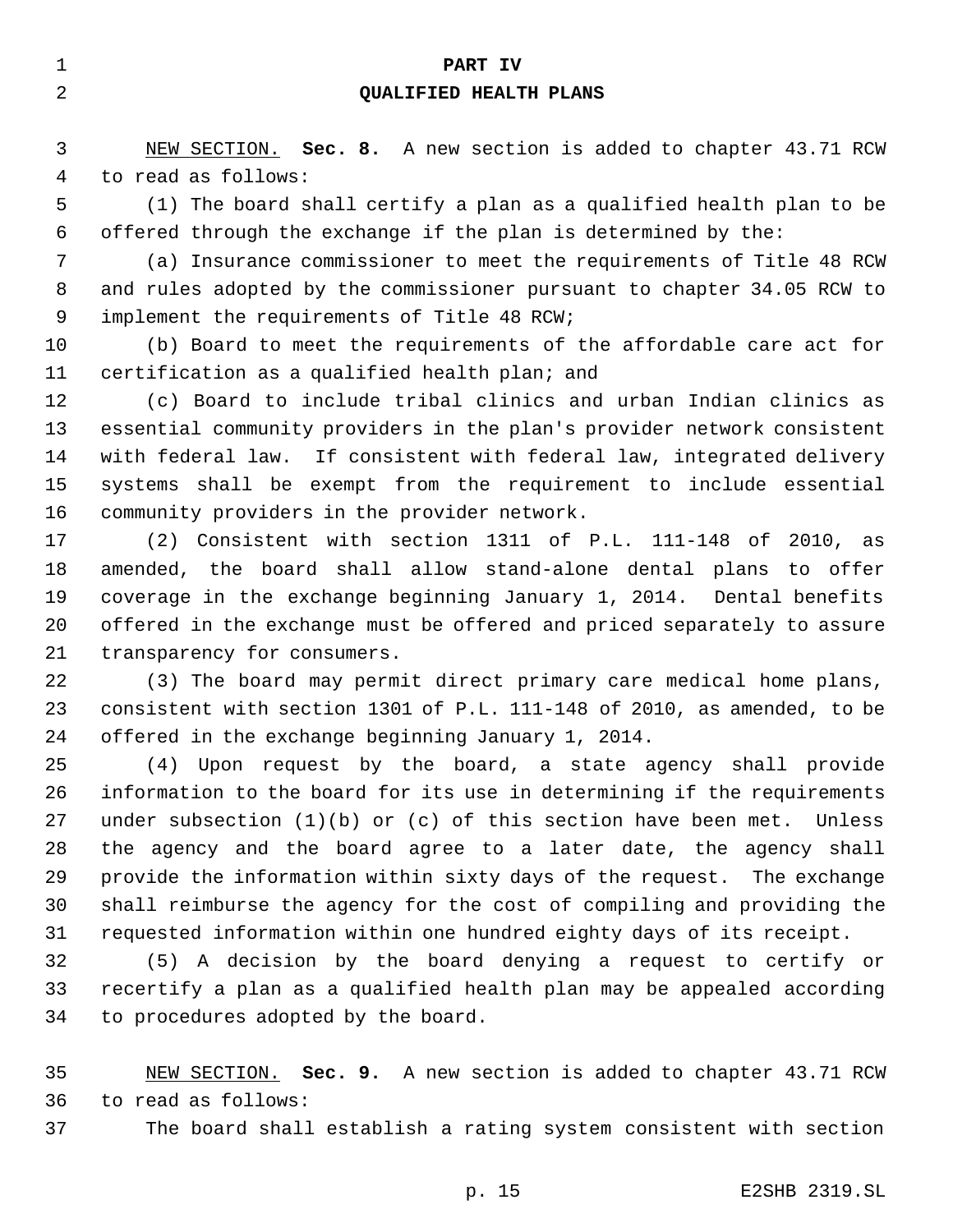## PART IV

## QUALIFIED HEALTH PLANS

NEW SECTION. **Sec. 8.** A new section is added to chapter 43.71 RCW to read as follows:

(1) The board shall certify a plan as a qualified health plan to be offered through the exchange if the plan is determined by the:

(a) Insurance commissioner to meet the requirements of Title 48 RCW and rules adopted by the commissioner pursuant to chapter 34.05 RCW to implement the requirements of Title 48 RCW;

(b) Board to meet the requirements of the affordable care act for certification as a qualified health plan; and

(c) Board to include tribal clinics and urban Indian clinics as essential community providers in the plan's provider network consistent with federal law. If consistent with federal law, integrated delivery systems shall be exempt from the requirement to include essential community providers in the provider network.

(2) Consistent with section 1311 of P.L. 111-148 of 2010, as amended, the board shall allow stand-alone dental plans to offer coverage in the exchange beginning January 1, 2014. Dental benefits offered in the exchange must be offered and priced separately to assure transparency for consumers.

(3) The board may permit direct primary care medical home plans, consistent with section 1301 of P.L. 111-148 of 2010, as amended, to be offered in the exchange beginning January 1, 2014.

(4) Upon request by the board, a state agency shall provide information to the board for its use in determining if the requirements under subsection (1)(b) or (c) of this section have been met. Unless the agency and the board agree to a later date, the agency shall provide the information within sixty days of the request. The exchange shall reimburse the agency for the cost of compiling and providing the requested information within one hundred eighty days of its receipt.

(5) A decision by the board denying a request to certify or recertify a plan as a qualified health plan may be appealed according to procedures adopted by the board.

NEW SECTION. **Sec. 9.** A new section is added to chapter 43.71 RCW to read as follows:

The board shall establish a rating system consistent with section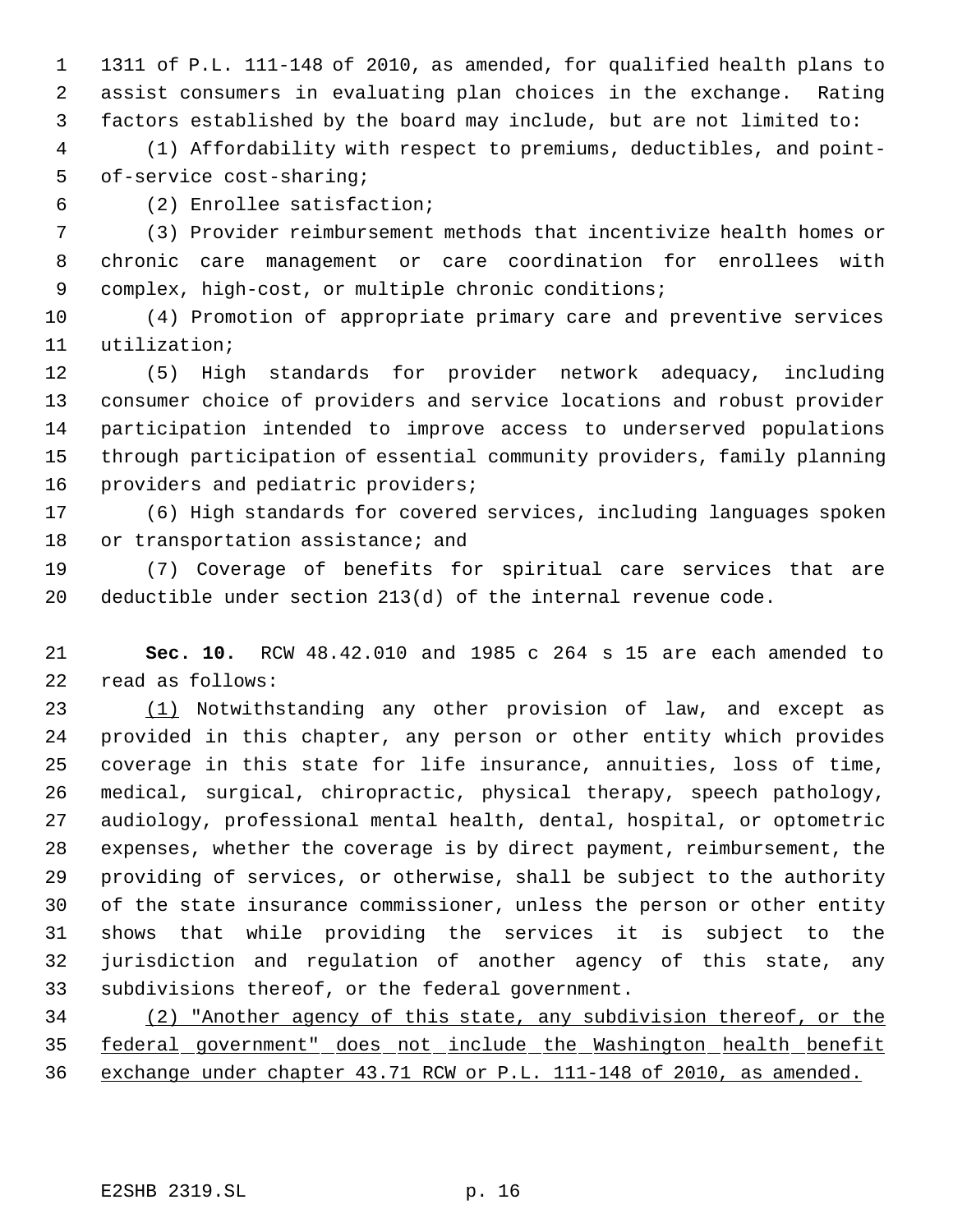1311 of P.L. 111-148 of 2010, as amended, for qualified health plans to assist consumers in evaluating plan choices in the exchange. Rating factors established by the board may include, but are not limited to:

(1) Affordability with respect to premiums, deductibles, and point-of-service cost-sharing;

(2) Enrollee satisfaction;

(3) Provider reimbursement methods that incentivize health homes or chronic care management or care coordination for enrollees with complex, high-cost, or multiple chronic conditions;

(4) Promotion of appropriate primary care and preventive services utilization;

(5) High standards for provider network adequacy, including consumer choice of providers and service locations and robust provider participation intended to improve access to underserved populations through participation of essential community providers, family planning providers and pediatric providers;

(6) High standards for covered services, including languages spoken or transportation assistance; and

(7) Coverage of benefits for spiritual care services that are deductible under section 213(d) of the internal revenue code.

**Sec. 10.** RCW 48.42.010 and 1985 c 264 s 15 are each amended to read as follows:

<u>(1)</u> Notwithstanding any other provision of law, and except as provided in this chapter, any person or other entity which provides coverage in this state for life insurance, annuities, loss of time, medical, surgical, chiropractic, physical therapy, speech pathology, audiology, professional mental health, dental, hospital, or optometric expenses, whether the coverage is by direct payment, reimbursement, the providing of services, or otherwise, shall be subject to the authority of the state insurance commissioner, unless the person or other entity shows that while providing the services it is subject to the jurisdiction and regulation of another agency of this state, any subdivisions thereof, or the federal government.

<u>(2) "Another agency of this state, any subdivision thereof, or the federal government" does not include the Washington health benefit exchange under chapter 43.71 RCW or P.L. 111-148 of 2010, as amended.</u>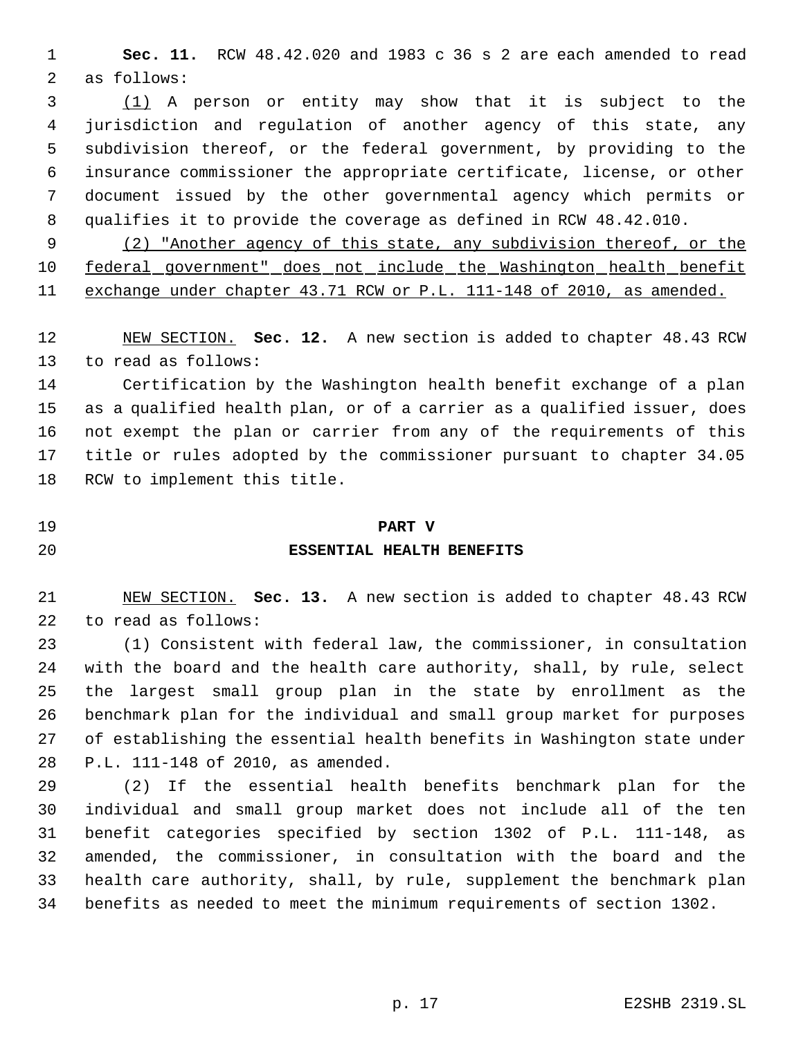**Sec. 11.** RCW 48.42.020 and 1983 c 36 s 2 are each amended to read as follows:

(1) A person or entity may show that it is subject to the jurisdiction and regulation of another agency of this state, any subdivision thereof, or the federal government, by providing to the insurance commissioner the appropriate certificate, license, or other document issued by the other governmental agency which permits or qualifies it to provide the coverage as defined in RCW 48.42.010.

(2) "Another agency of this state, any subdivision thereof, or the federal government" does not include the Washington health benefit exchange under chapter 43.71 RCW or P.L. 111-148 of 2010, as amended.

NEW SECTION. **Sec. 12.** A new section is added to chapter 48.43 RCW to read as follows:

Certification by the Washington health benefit exchange of a plan as a qualified health plan, or of a carrier as a qualified issuer, does not exempt the plan or carrier from any of the requirements of this title or rules adopted by the commissioner pursuant to chapter 34.05 RCW to implement this title.

## PART V
## ESSENTIAL HEALTH BENEFITS

NEW SECTION. **Sec. 13.** A new section is added to chapter 48.43 RCW to read as follows:

(1) Consistent with federal law, the commissioner, in consultation with the board and the health care authority, shall, by rule, select the largest small group plan in the state by enrollment as the benchmark plan for the individual and small group market for purposes of establishing the essential health benefits in Washington state under P.L. 111-148 of 2010, as amended.

(2) If the essential health benefits benchmark plan for the individual and small group market does not include all of the ten benefit categories specified by section 1302 of P.L. 111-148, as amended, the commissioner, in consultation with the board and the health care authority, shall, by rule, supplement the benchmark plan benefits as needed to meet the minimum requirements of section 1302.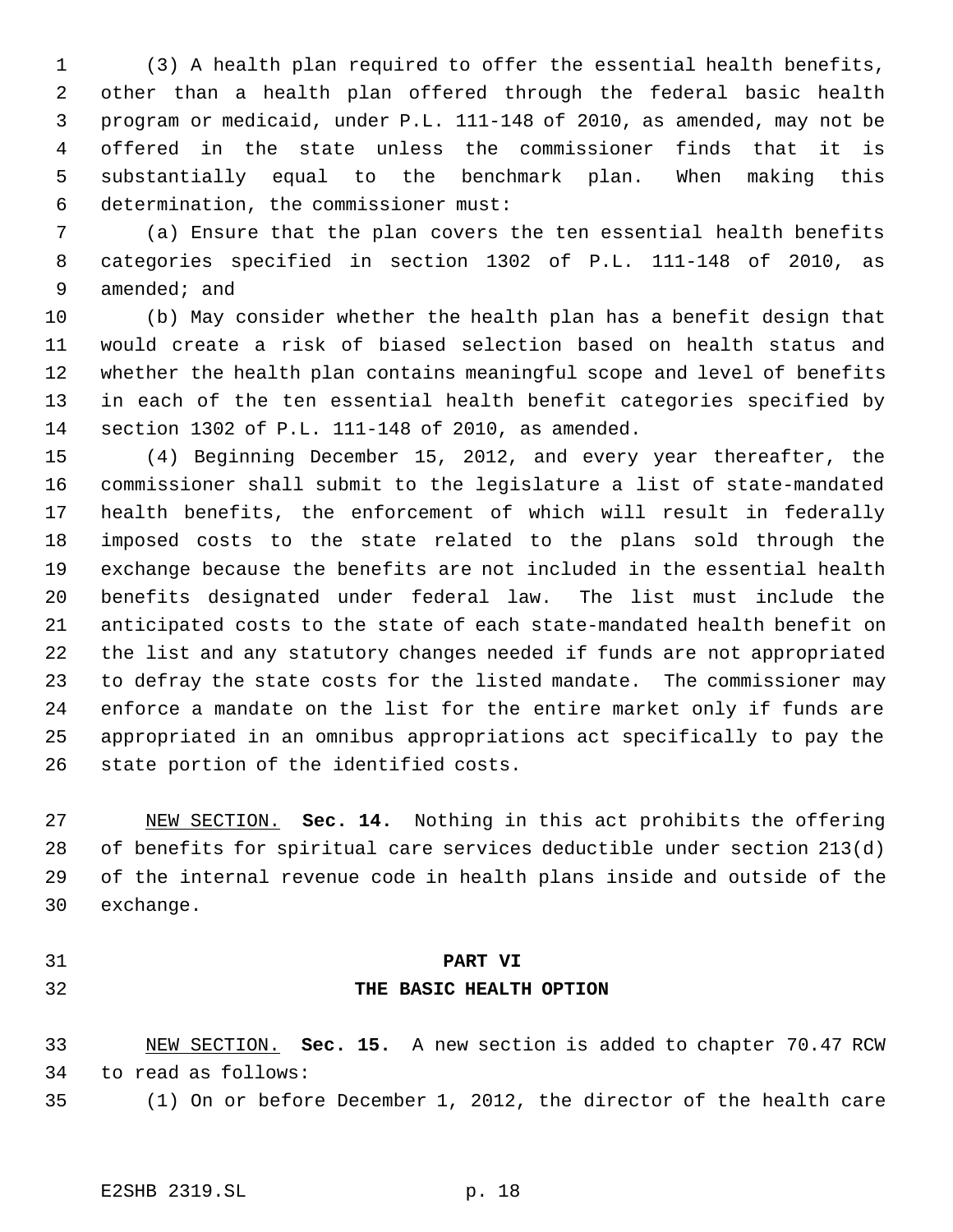(3) A health plan required to offer the essential health benefits, other than a health plan offered through the federal basic health program or medicaid, under P.L. 111-148 of 2010, as amended, may not be offered in the state unless the commissioner finds that it is substantially equal to the benchmark plan. When making this determination, the commissioner must:

(a) Ensure that the plan covers the ten essential health benefits categories specified in section 1302 of P.L. 111-148 of 2010, as amended; and

(b) May consider whether the health plan has a benefit design that would create a risk of biased selection based on health status and whether the health plan contains meaningful scope and level of benefits in each of the ten essential health benefit categories specified by section 1302 of P.L. 111-148 of 2010, as amended.

(4) Beginning December 15, 2012, and every year thereafter, the commissioner shall submit to the legislature a list of state-mandated health benefits, the enforcement of which will result in federally imposed costs to the state related to the plans sold through the exchange because the benefits are not included in the essential health benefits designated under federal law. The list must include the anticipated costs to the state of each state-mandated health benefit on the list and any statutory changes needed if funds are not appropriated to defray the state costs for the listed mandate. The commissioner may enforce a mandate on the list for the entire market only if funds are appropriated in an omnibus appropriations act specifically to pay the state portion of the identified costs.

NEW SECTION. **Sec. 14.** Nothing in this act prohibits the offering of benefits for spiritual care services deductible under section 213(d) of the internal revenue code in health plans inside and outside of the exchange.

## PART VI
## THE BASIC HEALTH OPTION

NEW SECTION. **Sec. 15.** A new section is added to chapter 70.47 RCW to read as follows:

(1) On or before December 1, 2012, the director of the health care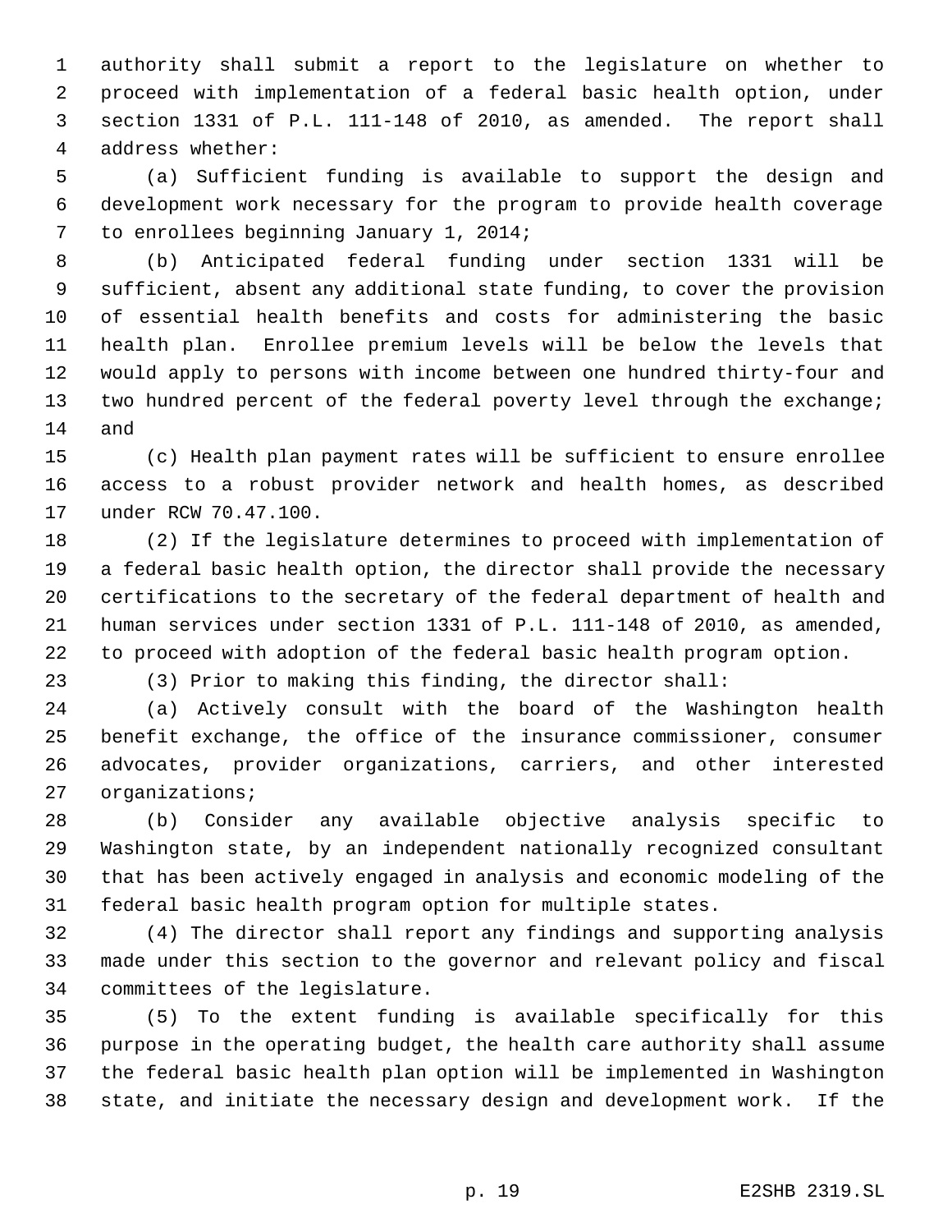authority shall submit a report to the legislature on whether to proceed with implementation of a federal basic health option, under section 1331 of P.L. 111-148 of 2010, as amended. The report shall address whether:

(a) Sufficient funding is available to support the design and development work necessary for the program to provide health coverage to enrollees beginning January 1, 2014;

(b) Anticipated federal funding under section 1331 will be sufficient, absent any additional state funding, to cover the provision of essential health benefits and costs for administering the basic health plan. Enrollee premium levels will be below the levels that would apply to persons with income between one hundred thirty-four and two hundred percent of the federal poverty level through the exchange; and

(c) Health plan payment rates will be sufficient to ensure enrollee access to a robust provider network and health homes, as described under RCW 70.47.100.

(2) If the legislature determines to proceed with implementation of a federal basic health option, the director shall provide the necessary certifications to the secretary of the federal department of health and human services under section 1331 of P.L. 111-148 of 2010, as amended, to proceed with adoption of the federal basic health program option.

(3) Prior to making this finding, the director shall:

(a) Actively consult with the board of the Washington health benefit exchange, the office of the insurance commissioner, consumer advocates, provider organizations, carriers, and other interested organizations;

(b) Consider any available objective analysis specific to Washington state, by an independent nationally recognized consultant that has been actively engaged in analysis and economic modeling of the federal basic health program option for multiple states.

(4) The director shall report any findings and supporting analysis made under this section to the governor and relevant policy and fiscal committees of the legislature.

(5) To the extent funding is available specifically for this purpose in the operating budget, the health care authority shall assume the federal basic health plan option will be implemented in Washington state, and initiate the necessary design and development work. If the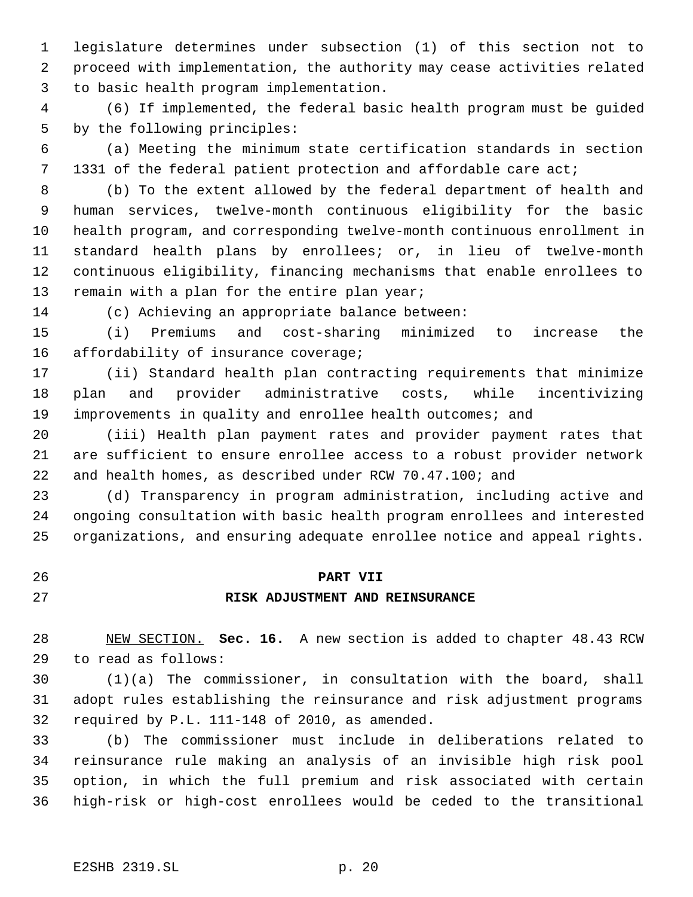legislature determines under subsection (1) of this section not to proceed with implementation, the authority may cease activities related to basic health program implementation.

(6) If implemented, the federal basic health program must be guided by the following principles:

(a) Meeting the minimum state certification standards in section 1331 of the federal patient protection and affordable care act;

(b) To the extent allowed by the federal department of health and human services, twelve-month continuous eligibility for the basic health program, and corresponding twelve-month continuous enrollment in standard health plans by enrollees; or, in lieu of twelve-month continuous eligibility, financing mechanisms that enable enrollees to remain with a plan for the entire plan year;

(c) Achieving an appropriate balance between:

(i) Premiums and cost-sharing minimized to increase the affordability of insurance coverage;

(ii) Standard health plan contracting requirements that minimize plan and provider administrative costs, while incentivizing improvements in quality and enrollee health outcomes; and

(iii) Health plan payment rates and provider payment rates that are sufficient to ensure enrollee access to a robust provider network and health homes, as described under RCW 70.47.100; and

(d) Transparency in program administration, including active and ongoing consultation with basic health program enrollees and interested organizations, and ensuring adequate enrollee notice and appeal rights.

## PART VII
## RISK ADJUSTMENT AND REINSURANCE

NEW SECTION. **Sec. 16.** A new section is added to chapter 48.43 RCW to read as follows:

(1)(a) The commissioner, in consultation with the board, shall adopt rules establishing the reinsurance and risk adjustment programs required by P.L. 111-148 of 2010, as amended.

(b) The commissioner must include in deliberations related to reinsurance rule making an analysis of an invisible high risk pool option, in which the full premium and risk associated with certain high-risk or high-cost enrollees would be ceded to the transitional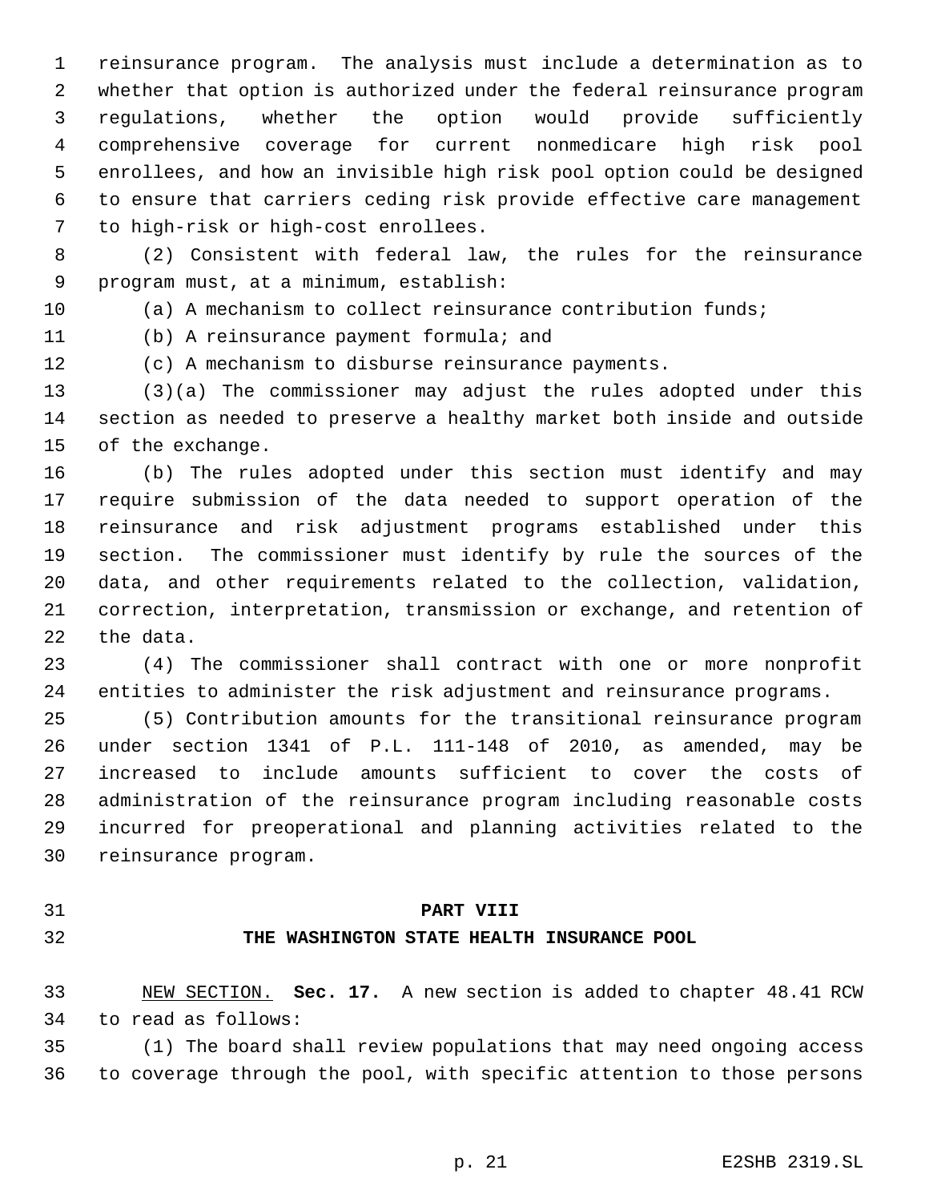reinsurance program. The analysis must include a determination as to whether that option is authorized under the federal reinsurance program regulations, whether the option would provide sufficiently comprehensive coverage for current nonmedicare high risk pool enrollees, and how an invisible high risk pool option could be designed to ensure that carriers ceding risk provide effective care management to high-risk or high-cost enrollees.

(2) Consistent with federal law, the rules for the reinsurance program must, at a minimum, establish:

(a) A mechanism to collect reinsurance contribution funds;

(b) A reinsurance payment formula; and

(c) A mechanism to disburse reinsurance payments.

(3)(a) The commissioner may adjust the rules adopted under this section as needed to preserve a healthy market both inside and outside of the exchange.

(b) The rules adopted under this section must identify and may require submission of the data needed to support operation of the reinsurance and risk adjustment programs established under this section. The commissioner must identify by rule the sources of the data, and other requirements related to the collection, validation, correction, interpretation, transmission or exchange, and retention of the data.

(4) The commissioner shall contract with one or more nonprofit entities to administer the risk adjustment and reinsurance programs.

(5) Contribution amounts for the transitional reinsurance program under section 1341 of P.L. 111-148 of 2010, as amended, may be increased to include amounts sufficient to cover the costs of administration of the reinsurance program including reasonable costs incurred for preoperational and planning activities related to the reinsurance program.

## PART VIII
## THE WASHINGTON STATE HEALTH INSURANCE POOL

NEW SECTION. **Sec. 17.** A new section is added to chapter 48.41 RCW to read as follows:

(1) The board shall review populations that may need ongoing access to coverage through the pool, with specific attention to those persons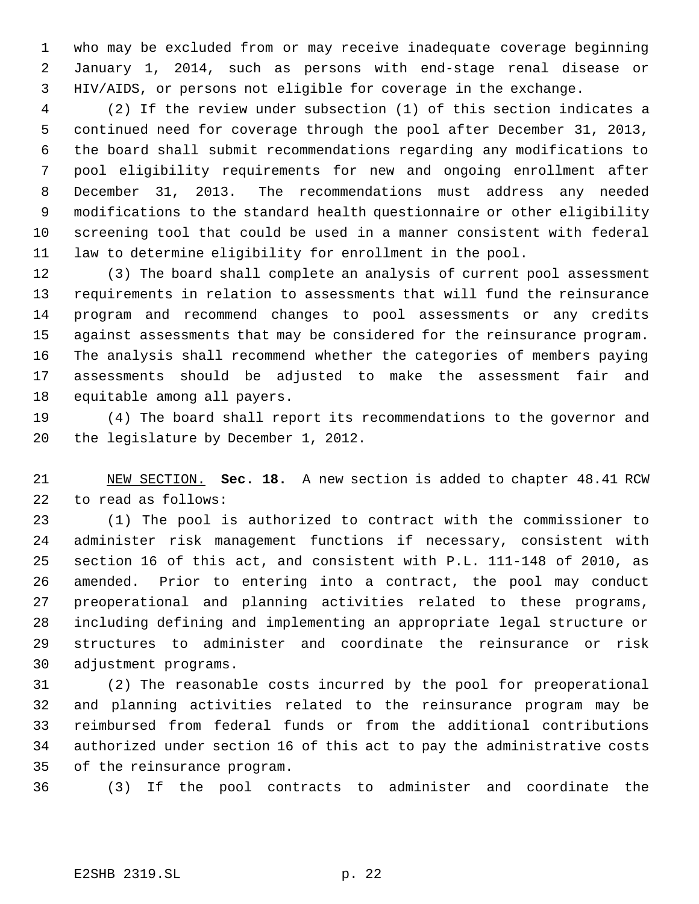who may be excluded from or may receive inadequate coverage beginning January 1, 2014, such as persons with end-stage renal disease or HIV/AIDS, or persons not eligible for coverage in the exchange.

(2) If the review under subsection (1) of this section indicates a continued need for coverage through the pool after December 31, 2013, the board shall submit recommendations regarding any modifications to pool eligibility requirements for new and ongoing enrollment after December 31, 2013. The recommendations must address any needed modifications to the standard health questionnaire or other eligibility screening tool that could be used in a manner consistent with federal law to determine eligibility for enrollment in the pool.

(3) The board shall complete an analysis of current pool assessment requirements in relation to assessments that will fund the reinsurance program and recommend changes to pool assessments or any credits against assessments that may be considered for the reinsurance program. The analysis shall recommend whether the categories of members paying assessments should be adjusted to make the assessment fair and equitable among all payers.

(4) The board shall report its recommendations to the governor and the legislature by December 1, 2012.

NEW SECTION. **Sec. 18.** A new section is added to chapter 48.41 RCW to read as follows:

(1) The pool is authorized to contract with the commissioner to administer risk management functions if necessary, consistent with section 16 of this act, and consistent with P.L. 111-148 of 2010, as amended. Prior to entering into a contract, the pool may conduct preoperational and planning activities related to these programs, including defining and implementing an appropriate legal structure or structures to administer and coordinate the reinsurance or risk adjustment programs.

(2) The reasonable costs incurred by the pool for preoperational and planning activities related to the reinsurance program may be reimbursed from federal funds or from the additional contributions authorized under section 16 of this act to pay the administrative costs of the reinsurance program.

(3) If the pool contracts to administer and coordinate the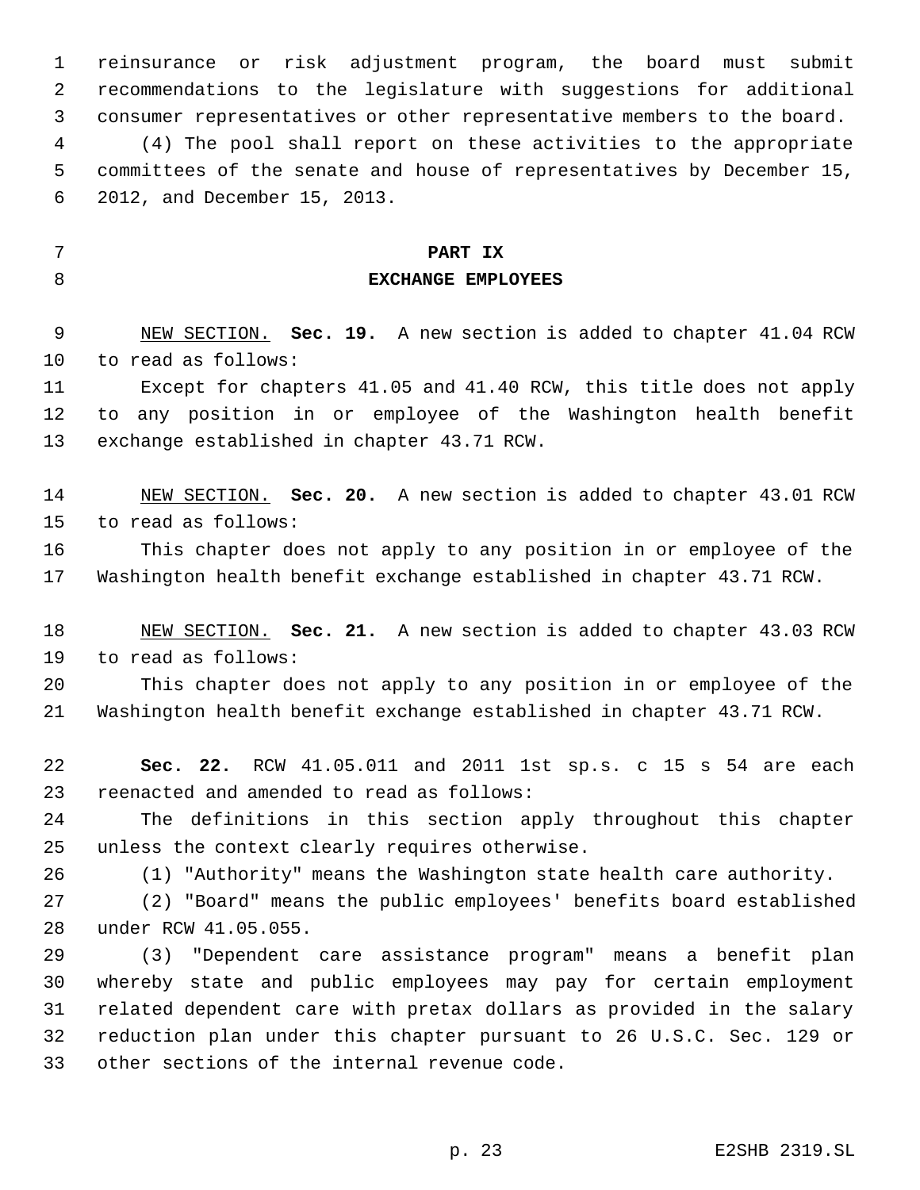reinsurance or risk adjustment program, the board must submit recommendations to the legislature with suggestions for additional consumer representatives or other representative members to the board.

(4) The pool shall report on these activities to the appropriate committees of the senate and house of representatives by December 15, 2012, and December 15, 2013.

## PART IX
## EXCHANGE EMPLOYEES

NEW SECTION. **Sec. 19.** A new section is added to chapter 41.04 RCW to read as follows:

Except for chapters 41.05 and 41.40 RCW, this title does not apply to any position in or employee of the Washington health benefit exchange established in chapter 43.71 RCW.

NEW SECTION. **Sec. 20.** A new section is added to chapter 43.01 RCW to read as follows:

This chapter does not apply to any position in or employee of the Washington health benefit exchange established in chapter 43.71 RCW.

NEW SECTION. **Sec. 21.** A new section is added to chapter 43.03 RCW to read as follows:

This chapter does not apply to any position in or employee of the Washington health benefit exchange established in chapter 43.71 RCW.

**Sec. 22.** RCW 41.05.011 and 2011 1st sp.s. c 15 s 54 are each reenacted and amended to read as follows:

The definitions in this section apply throughout this chapter unless the context clearly requires otherwise.

(1) "Authority" means the Washington state health care authority.

(2) "Board" means the public employees' benefits board established under RCW 41.05.055.

(3) "Dependent care assistance program" means a benefit plan whereby state and public employees may pay for certain employment related dependent care with pretax dollars as provided in the salary reduction plan under this chapter pursuant to 26 U.S.C. Sec. 129 or other sections of the internal revenue code.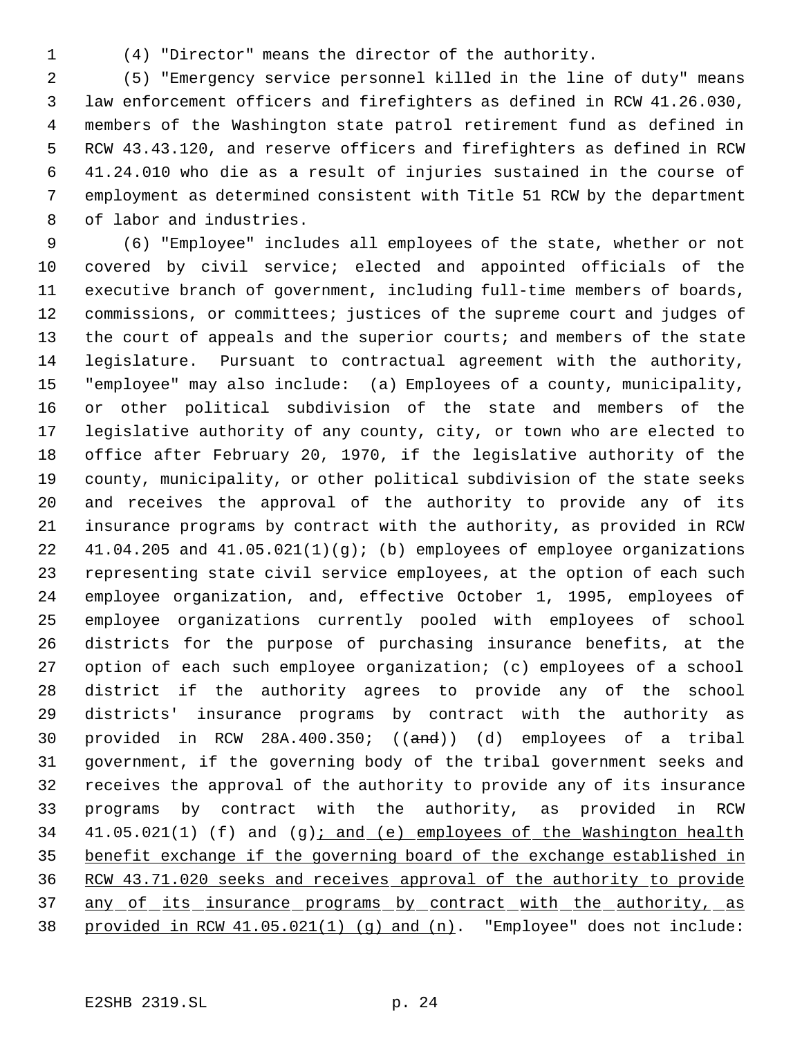(4) "Director" means the director of the authority.

(5) "Emergency service personnel killed in the line of duty" means law enforcement officers and firefighters as defined in RCW 41.26.030, members of the Washington state patrol retirement fund as defined in RCW 43.43.120, and reserve officers and firefighters as defined in RCW 41.24.010 who die as a result of injuries sustained in the course of employment as determined consistent with Title 51 RCW by the department of labor and industries.

(6) "Employee" includes all employees of the state, whether or not covered by civil service; elected and appointed officials of the executive branch of government, including full-time members of boards, commissions, or committees; justices of the supreme court and judges of the court of appeals and the superior courts; and members of the state legislature. Pursuant to contractual agreement with the authority, "employee" may also include: (a) Employees of a county, municipality, or other political subdivision of the state and members of the legislative authority of any county, city, or town who are elected to office after February 20, 1970, if the legislative authority of the county, municipality, or other political subdivision of the state seeks and receives the approval of the authority to provide any of its insurance programs by contract with the authority, as provided in RCW 41.04.205 and 41.05.021(1)(g); (b) employees of employee organizations representing state civil service employees, at the option of each such employee organization, and, effective October 1, 1995, employees of employee organizations currently pooled with employees of school districts for the purpose of purchasing insurance benefits, at the option of each such employee organization; (c) employees of a school district if the authority agrees to provide any of the school districts' insurance programs by contract with the authority as provided in RCW 28A.400.350; ((~~and~~)) (d) employees of a tribal government, if the governing body of the tribal government seeks and receives the approval of the authority to provide any of its insurance programs by contract with the authority, as provided in RCW 41.05.021(1) (f) and (g); and (e) employees of the Washington health benefit exchange if the governing board of the exchange established in RCW 43.71.020 seeks and receives approval of the authority to provide any of its insurance programs by contract with the authority, as provided in RCW 41.05.021(1) (g) and (n). "Employee" does not include: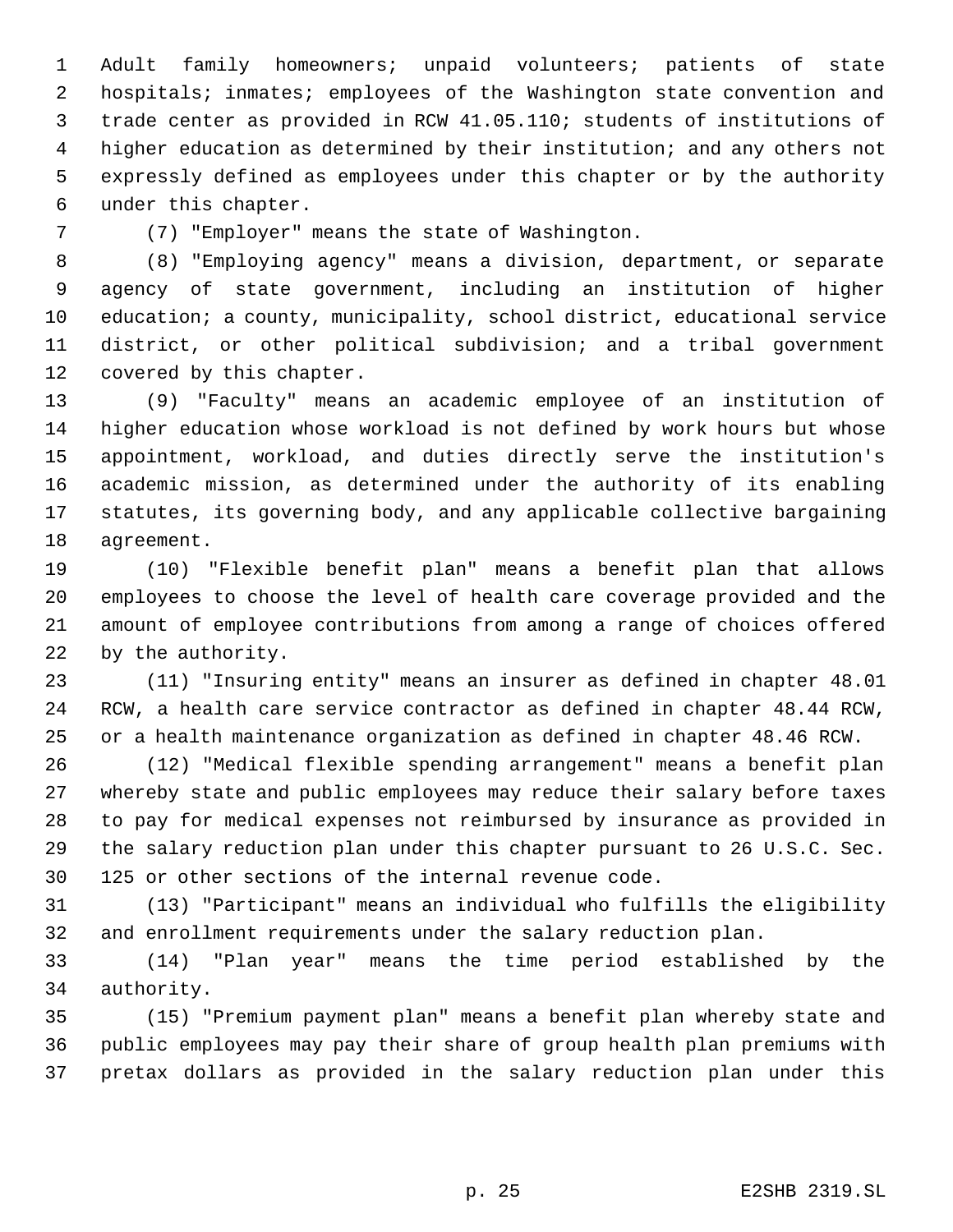Adult family homeowners; unpaid volunteers; patients of state hospitals; inmates; employees of the Washington state convention and trade center as provided in RCW 41.05.110; students of institutions of higher education as determined by their institution; and any others not expressly defined as employees under this chapter or by the authority under this chapter.

(7) "Employer" means the state of Washington.

(8) "Employing agency" means a division, department, or separate agency of state government, including an institution of higher education; a county, municipality, school district, educational service district, or other political subdivision; and a tribal government covered by this chapter.

(9) "Faculty" means an academic employee of an institution of higher education whose workload is not defined by work hours but whose appointment, workload, and duties directly serve the institution's academic mission, as determined under the authority of its enabling statutes, its governing body, and any applicable collective bargaining agreement.

(10) "Flexible benefit plan" means a benefit plan that allows employees to choose the level of health care coverage provided and the amount of employee contributions from among a range of choices offered by the authority.

(11) "Insuring entity" means an insurer as defined in chapter 48.01 RCW, a health care service contractor as defined in chapter 48.44 RCW, or a health maintenance organization as defined in chapter 48.46 RCW.

(12) "Medical flexible spending arrangement" means a benefit plan whereby state and public employees may reduce their salary before taxes to pay for medical expenses not reimbursed by insurance as provided in the salary reduction plan under this chapter pursuant to 26 U.S.C. Sec. 125 or other sections of the internal revenue code.

(13) "Participant" means an individual who fulfills the eligibility and enrollment requirements under the salary reduction plan.

(14) "Plan year" means the time period established by the authority.

(15) "Premium payment plan" means a benefit plan whereby state and public employees may pay their share of group health plan premiums with pretax dollars as provided in the salary reduction plan under this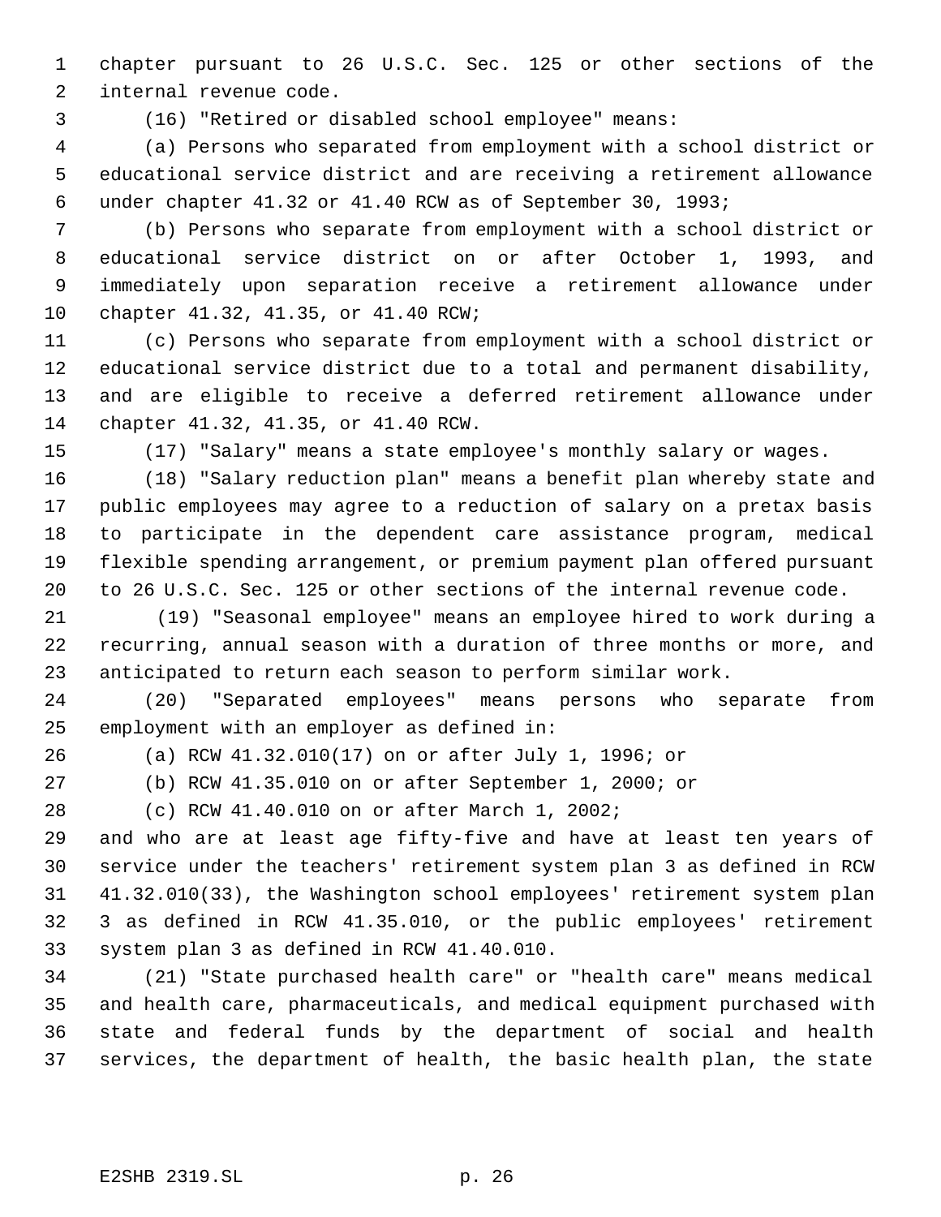chapter pursuant to 26 U.S.C. Sec. 125 or other sections of the internal revenue code.

(16) "Retired or disabled school employee" means:

(a) Persons who separated from employment with a school district or educational service district and are receiving a retirement allowance under chapter 41.32 or 41.40 RCW as of September 30, 1993;

(b) Persons who separate from employment with a school district or educational service district on or after October 1, 1993, and immediately upon separation receive a retirement allowance under chapter 41.32, 41.35, or 41.40 RCW;

(c) Persons who separate from employment with a school district or educational service district due to a total and permanent disability, and are eligible to receive a deferred retirement allowance under chapter 41.32, 41.35, or 41.40 RCW.

(17) "Salary" means a state employee's monthly salary or wages.

(18) "Salary reduction plan" means a benefit plan whereby state and public employees may agree to a reduction of salary on a pretax basis to participate in the dependent care assistance program, medical flexible spending arrangement, or premium payment plan offered pursuant to 26 U.S.C. Sec. 125 or other sections of the internal revenue code.

(19) "Seasonal employee" means an employee hired to work during a recurring, annual season with a duration of three months or more, and anticipated to return each season to perform similar work.

(20) "Separated employees" means persons who separate from employment with an employer as defined in:

(a) RCW 41.32.010(17) on or after July 1, 1996; or

(b) RCW 41.35.010 on or after September 1, 2000; or

(c) RCW 41.40.010 on or after March 1, 2002;

and who are at least age fifty-five and have at least ten years of service under the teachers' retirement system plan 3 as defined in RCW 41.32.010(33), the Washington school employees' retirement system plan 3 as defined in RCW 41.35.010, or the public employees' retirement system plan 3 as defined in RCW 41.40.010.

(21) "State purchased health care" or "health care" means medical and health care, pharmaceuticals, and medical equipment purchased with state and federal funds by the department of social and health services, the department of health, the basic health plan, the state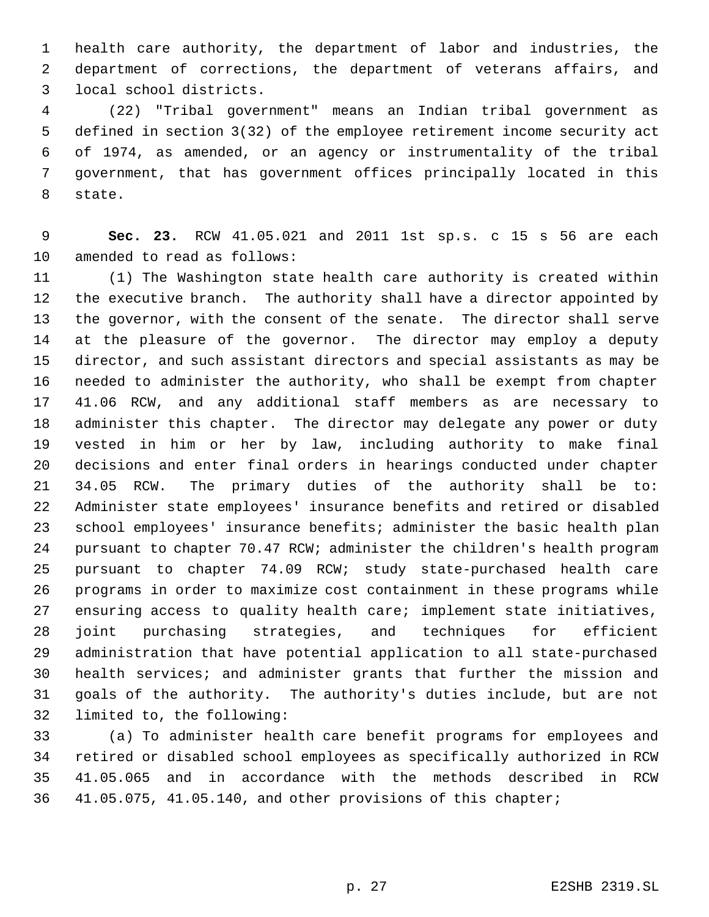health care authority, the department of labor and industries, the department of corrections, the department of veterans affairs, and local school districts.

(22) "Tribal government" means an Indian tribal government as defined in section 3(32) of the employee retirement income security act of 1974, as amended, or an agency or instrumentality of the tribal government, that has government offices principally located in this state.

**Sec. 23.** RCW 41.05.021 and 2011 1st sp.s. c 15 s 56 are each amended to read as follows:

(1) The Washington state health care authority is created within the executive branch. The authority shall have a director appointed by the governor, with the consent of the senate. The director shall serve at the pleasure of the governor. The director may employ a deputy director, and such assistant directors and special assistants as may be needed to administer the authority, who shall be exempt from chapter 41.06 RCW, and any additional staff members as are necessary to administer this chapter. The director may delegate any power or duty vested in him or her by law, including authority to make final decisions and enter final orders in hearings conducted under chapter 34.05 RCW. The primary duties of the authority shall be to: Administer state employees' insurance benefits and retired or disabled school employees' insurance benefits; administer the basic health plan pursuant to chapter 70.47 RCW; administer the children's health program pursuant to chapter 74.09 RCW; study state-purchased health care programs in order to maximize cost containment in these programs while ensuring access to quality health care; implement state initiatives, joint purchasing strategies, and techniques for efficient administration that have potential application to all state-purchased health services; and administer grants that further the mission and goals of the authority. The authority's duties include, but are not limited to, the following:

(a) To administer health care benefit programs for employees and retired or disabled school employees as specifically authorized in RCW 41.05.065 and in accordance with the methods described in RCW 41.05.075, 41.05.140, and other provisions of this chapter;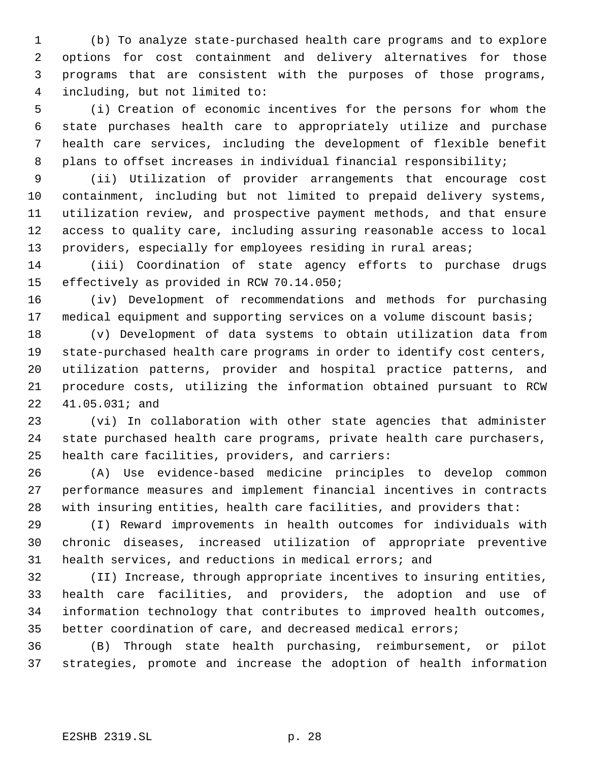(b) To analyze state-purchased health care programs and to explore options for cost containment and delivery alternatives for those programs that are consistent with the purposes of those programs, including, but not limited to:

(i) Creation of economic incentives for the persons for whom the state purchases health care to appropriately utilize and purchase health care services, including the development of flexible benefit plans to offset increases in individual financial responsibility;

(ii) Utilization of provider arrangements that encourage cost containment, including but not limited to prepaid delivery systems, utilization review, and prospective payment methods, and that ensure access to quality care, including assuring reasonable access to local providers, especially for employees residing in rural areas;

(iii) Coordination of state agency efforts to purchase drugs effectively as provided in RCW 70.14.050;

(iv) Development of recommendations and methods for purchasing medical equipment and supporting services on a volume discount basis;

(v) Development of data systems to obtain utilization data from state-purchased health care programs in order to identify cost centers, utilization patterns, provider and hospital practice patterns, and procedure costs, utilizing the information obtained pursuant to RCW 41.05.031; and

(vi) In collaboration with other state agencies that administer state purchased health care programs, private health care purchasers, health care facilities, providers, and carriers:

(A) Use evidence-based medicine principles to develop common performance measures and implement financial incentives in contracts with insuring entities, health care facilities, and providers that:

(I) Reward improvements in health outcomes for individuals with chronic diseases, increased utilization of appropriate preventive health services, and reductions in medical errors; and

(II) Increase, through appropriate incentives to insuring entities, health care facilities, and providers, the adoption and use of information technology that contributes to improved health outcomes, better coordination of care, and decreased medical errors;

(B) Through state health purchasing, reimbursement, or pilot strategies, promote and increase the adoption of health information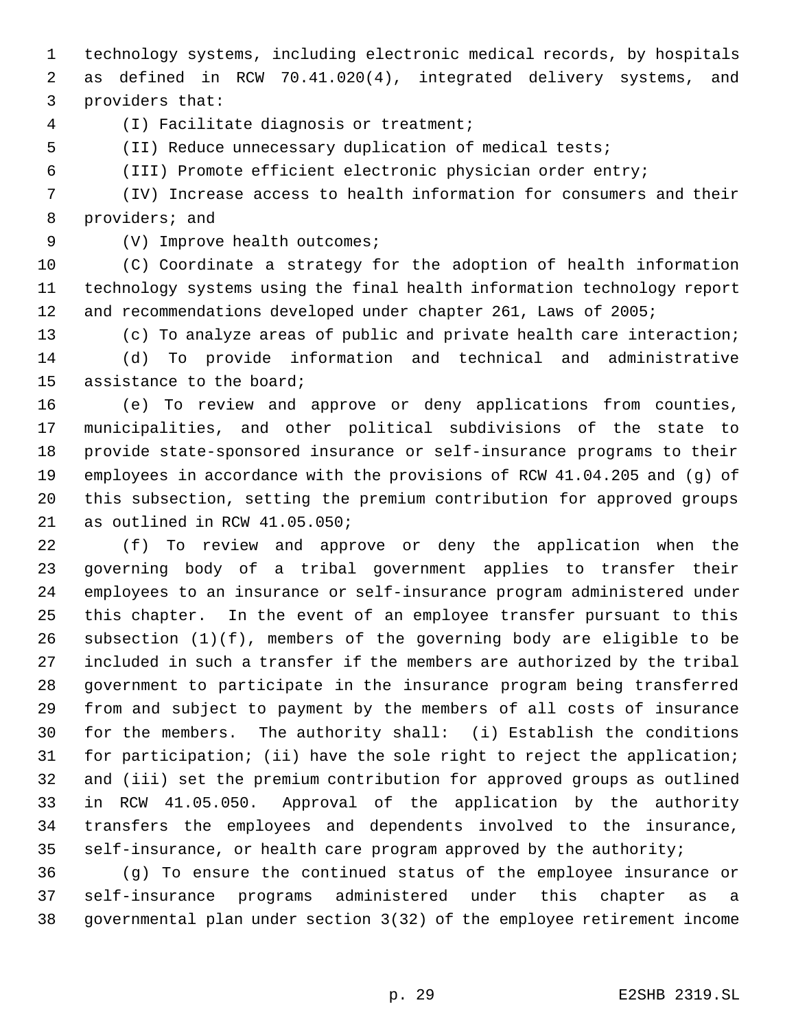technology systems, including electronic medical records, by hospitals as defined in RCW 70.41.020(4), integrated delivery systems, and providers that:

(I) Facilitate diagnosis or treatment;

(II) Reduce unnecessary duplication of medical tests;

(III) Promote efficient electronic physician order entry;

(IV) Increase access to health information for consumers and their providers; and

(V) Improve health outcomes;

(C) Coordinate a strategy for the adoption of health information technology systems using the final health information technology report and recommendations developed under chapter 261, Laws of 2005;

(c) To analyze areas of public and private health care interaction;

(d) To provide information and technical and administrative assistance to the board;

(e) To review and approve or deny applications from counties, municipalities, and other political subdivisions of the state to provide state-sponsored insurance or self-insurance programs to their employees in accordance with the provisions of RCW 41.04.205 and (g) of this subsection, setting the premium contribution for approved groups as outlined in RCW 41.05.050;

(f) To review and approve or deny the application when the governing body of a tribal government applies to transfer their employees to an insurance or self-insurance program administered under this chapter. In the event of an employee transfer pursuant to this subsection (1)(f), members of the governing body are eligible to be included in such a transfer if the members are authorized by the tribal government to participate in the insurance program being transferred from and subject to payment by the members of all costs of insurance for the members. The authority shall: (i) Establish the conditions for participation; (ii) have the sole right to reject the application; and (iii) set the premium contribution for approved groups as outlined in RCW 41.05.050. Approval of the application by the authority transfers the employees and dependents involved to the insurance, self-insurance, or health care program approved by the authority;

(g) To ensure the continued status of the employee insurance or self-insurance programs administered under this chapter as a governmental plan under section 3(32) of the employee retirement income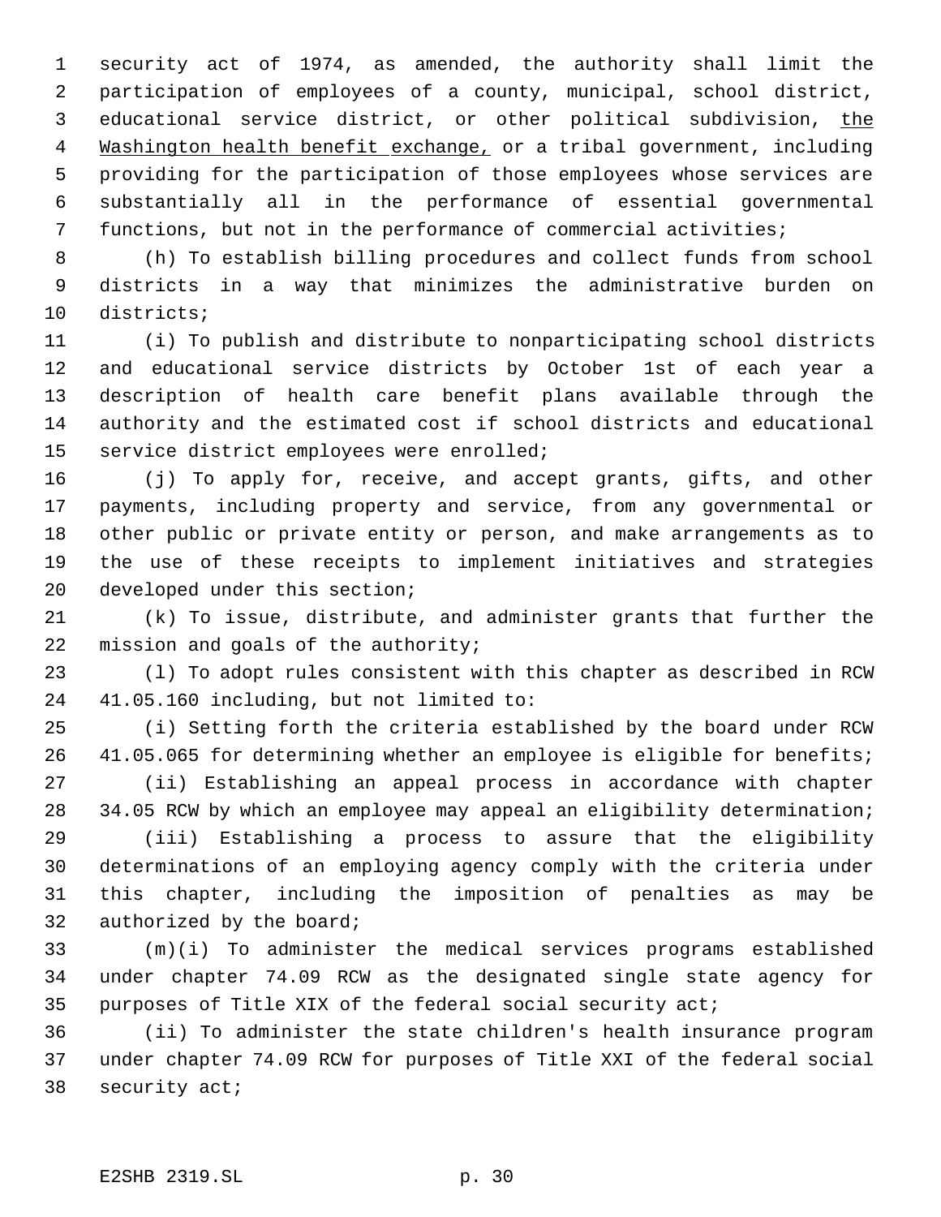security act of 1974, as amended, the authority shall limit the participation of employees of a county, municipal, school district, educational service district, or other political subdivision, the Washington health benefit exchange, or a tribal government, including providing for the participation of those employees whose services are substantially all in the performance of essential governmental functions, but not in the performance of commercial activities;

(h) To establish billing procedures and collect funds from school districts in a way that minimizes the administrative burden on districts;

(i) To publish and distribute to nonparticipating school districts and educational service districts by October 1st of each year a description of health care benefit plans available through the authority and the estimated cost if school districts and educational service district employees were enrolled;

(j) To apply for, receive, and accept grants, gifts, and other payments, including property and service, from any governmental or other public or private entity or person, and make arrangements as to the use of these receipts to implement initiatives and strategies developed under this section;

(k) To issue, distribute, and administer grants that further the mission and goals of the authority;

(l) To adopt rules consistent with this chapter as described in RCW 41.05.160 including, but not limited to:

(i) Setting forth the criteria established by the board under RCW 41.05.065 for determining whether an employee is eligible for benefits;

(ii) Establishing an appeal process in accordance with chapter 34.05 RCW by which an employee may appeal an eligibility determination;

(iii) Establishing a process to assure that the eligibility determinations of an employing agency comply with the criteria under this chapter, including the imposition of penalties as may be authorized by the board;

(m)(i) To administer the medical services programs established under chapter 74.09 RCW as the designated single state agency for purposes of Title XIX of the federal social security act;

(ii) To administer the state children's health insurance program under chapter 74.09 RCW for purposes of Title XXI of the federal social security act;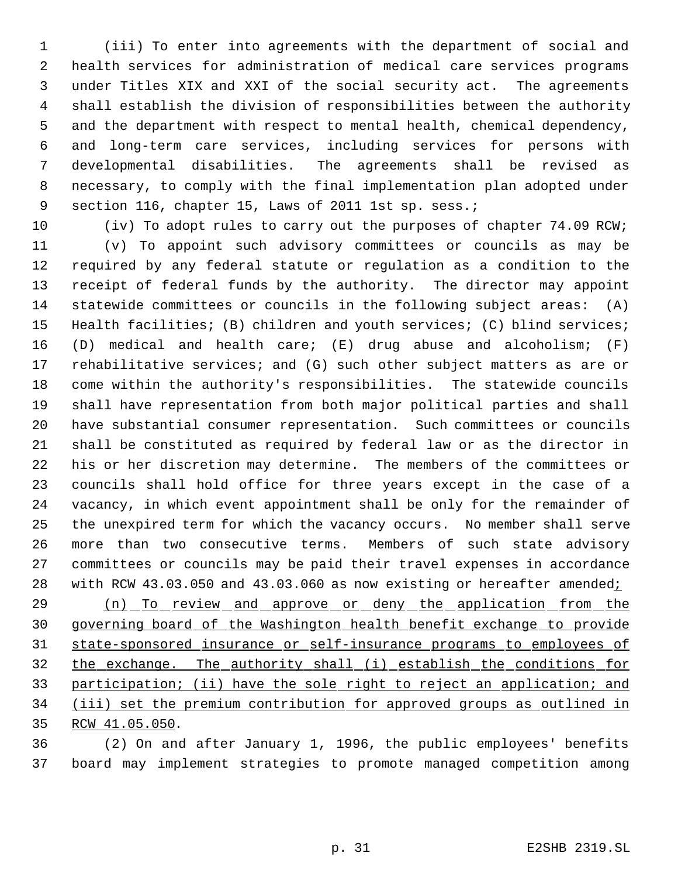(iii) To enter into agreements with the department of social and health services for administration of medical care services programs under Titles XIX and XXI of the social security act. The agreements shall establish the division of responsibilities between the authority and the department with respect to mental health, chemical dependency, and long-term care services, including services for persons with developmental disabilities. The agreements shall be revised as necessary, to comply with the final implementation plan adopted under section 116, chapter 15, Laws of 2011 1st sp. sess.;

(iv) To adopt rules to carry out the purposes of chapter 74.09 RCW;

(v) To appoint such advisory committees or councils as may be required by any federal statute or regulation as a condition to the receipt of federal funds by the authority. The director may appoint statewide committees or councils in the following subject areas: (A) Health facilities; (B) children and youth services; (C) blind services; (D) medical and health care; (E) drug abuse and alcoholism; (F) rehabilitative services; and (G) such other subject matters as are or come within the authority's responsibilities. The statewide councils shall have representation from both major political parties and shall have substantial consumer representation. Such committees or councils shall be constituted as required by federal law or as the director in his or her discretion may determine. The members of the committees or councils shall hold office for three years except in the case of a vacancy, in which event appointment shall be only for the remainder of the unexpired term for which the vacancy occurs. No member shall serve more than two consecutive terms. Members of such state advisory committees or councils may be paid their travel expenses in accordance with RCW 43.03.050 and 43.03.060 as now existing or hereafter amended<u>;</u>

<u>(n) To review and approve or deny the application from the governing board of the Washington health benefit exchange to provide state-sponsored insurance or self-insurance programs to employees of the exchange. The authority shall (i) establish the conditions for participation; (ii) have the sole right to reject an application; and (iii) set the premium contribution for approved groups as outlined in RCW 41.05.050</u>.

(2) On and after January 1, 1996, the public employees' benefits board may implement strategies to promote managed competition among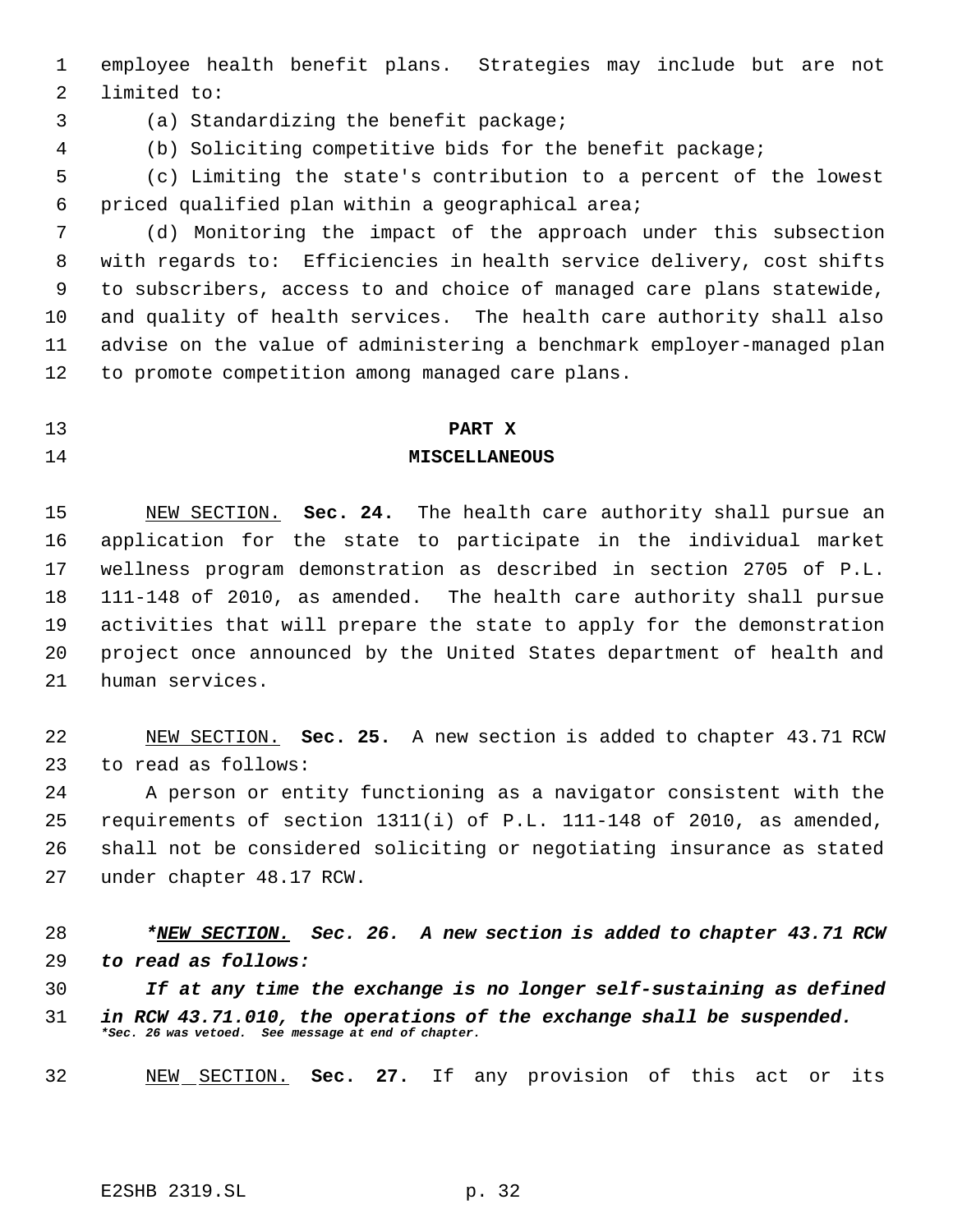employee health benefit plans. Strategies may include but are not limited to:

(a) Standardizing the benefit package;

(b) Soliciting competitive bids for the benefit package;

(c) Limiting the state's contribution to a percent of the lowest priced qualified plan within a geographical area;

(d) Monitoring the impact of the approach under this subsection with regards to: Efficiencies in health service delivery, cost shifts to subscribers, access to and choice of managed care plans statewide, and quality of health services. The health care authority shall also advise on the value of administering a benchmark employer-managed plan to promote competition among managed care plans.

## PART X
## MISCELLANEOUS

NEW SECTION. **Sec. 24.** The health care authority shall pursue an application for the state to participate in the individual market wellness program demonstration as described in section 2705 of P.L. 111-148 of 2010, as amended. The health care authority shall pursue activities that will prepare the state to apply for the demonstration project once announced by the United States department of health and human services.

NEW SECTION. **Sec. 25.** A new section is added to chapter 43.71 RCW to read as follows:

A person or entity functioning as a navigator consistent with the requirements of section 1311(i) of P.L. 111-148 of 2010, as amended, shall not be considered soliciting or negotiating insurance as stated under chapter 48.17 RCW.

***NEW SECTION. Sec. 26. A new section is added to chapter 43.71 RCW to read as follows:***

***If at any time the exchange is no longer self-sustaining as defined in RCW 43.71.010, the operations of the exchange shall be suspended.***
****Sec. 26 was vetoed. See message at end of chapter.***

NEW SECTION. **Sec. 27.** If any provision of this act or its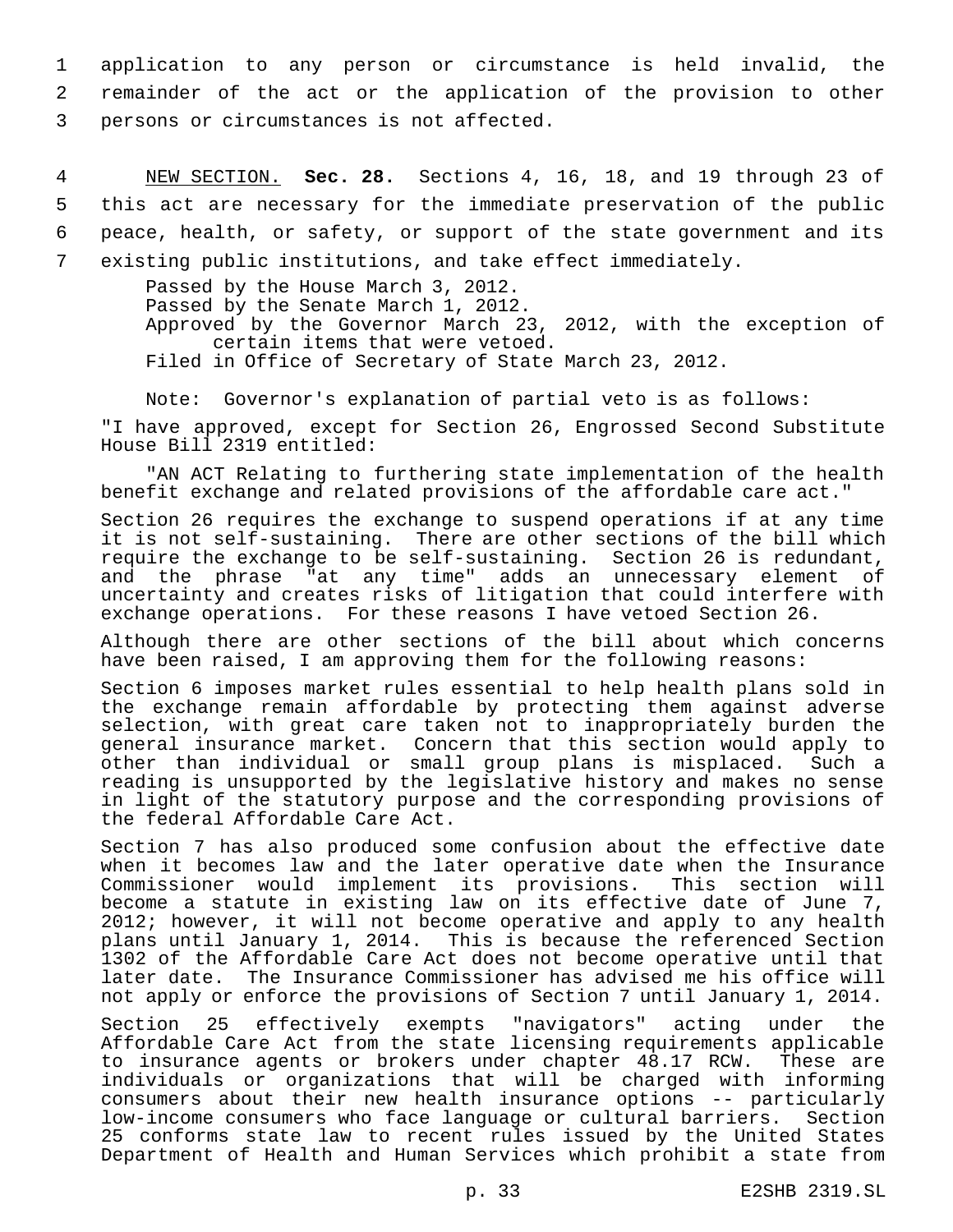application to any person or circumstance is held invalid, the remainder of the act or the application of the provision to other persons or circumstances is not affected.

NEW SECTION. **Sec. 28.** Sections 4, 16, 18, and 19 through 23 of this act are necessary for the immediate preservation of the public peace, health, or safety, or support of the state government and its existing public institutions, and take effect immediately.

Passed by the House March 3, 2012.
Passed by the Senate March 1, 2012.
Approved by the Governor March 23, 2012, with the exception of certain items that were vetoed.
Filed in Office of Secretary of State March 23, 2012.

Note: Governor's explanation of partial veto is as follows:

"I have approved, except for Section 26, Engrossed Second Substitute House Bill 2319 entitled:

"AN ACT Relating to furthering state implementation of the health benefit exchange and related provisions of the affordable care act."

Section 26 requires the exchange to suspend operations if at any time it is not self-sustaining. There are other sections of the bill which require the exchange to be self-sustaining. Section 26 is redundant, and the phrase "at any time" adds an unnecessary element of uncertainty and creates risks of litigation that could interfere with exchange operations. For these reasons I have vetoed Section 26.

Although there are other sections of the bill about which concerns have been raised, I am approving them for the following reasons:

Section 6 imposes market rules essential to help health plans sold in the exchange remain affordable by protecting them against adverse selection, with great care taken not to inappropriately burden the general insurance market. Concern that this section would apply to other than individual or small group plans is misplaced. Such a reading is unsupported by the legislative history and makes no sense in light of the statutory purpose and the corresponding provisions of the federal Affordable Care Act.

Section 7 has also produced some confusion about the effective date when it becomes law and the later operative date when the Insurance Commissioner would implement its provisions. This section will become a statute in existing law on its effective date of June 7, 2012; however, it will not become operative and apply to any health plans until January 1, 2014. This is because the referenced Section 1302 of the Affordable Care Act does not become operative until that later date. The Insurance Commissioner has advised me his office will not apply or enforce the provisions of Section 7 until January 1, 2014.

Section 25 effectively exempts "navigators" acting under the Affordable Care Act from the state licensing requirements applicable to insurance agents or brokers under chapter 48.17 RCW. These are individuals or organizations that will be charged with informing consumers about their new health insurance options -- particularly low-income consumers who face language or cultural barriers. Section 25 conforms state law to recent rules issued by the United States Department of Health and Human Services which prohibit a state from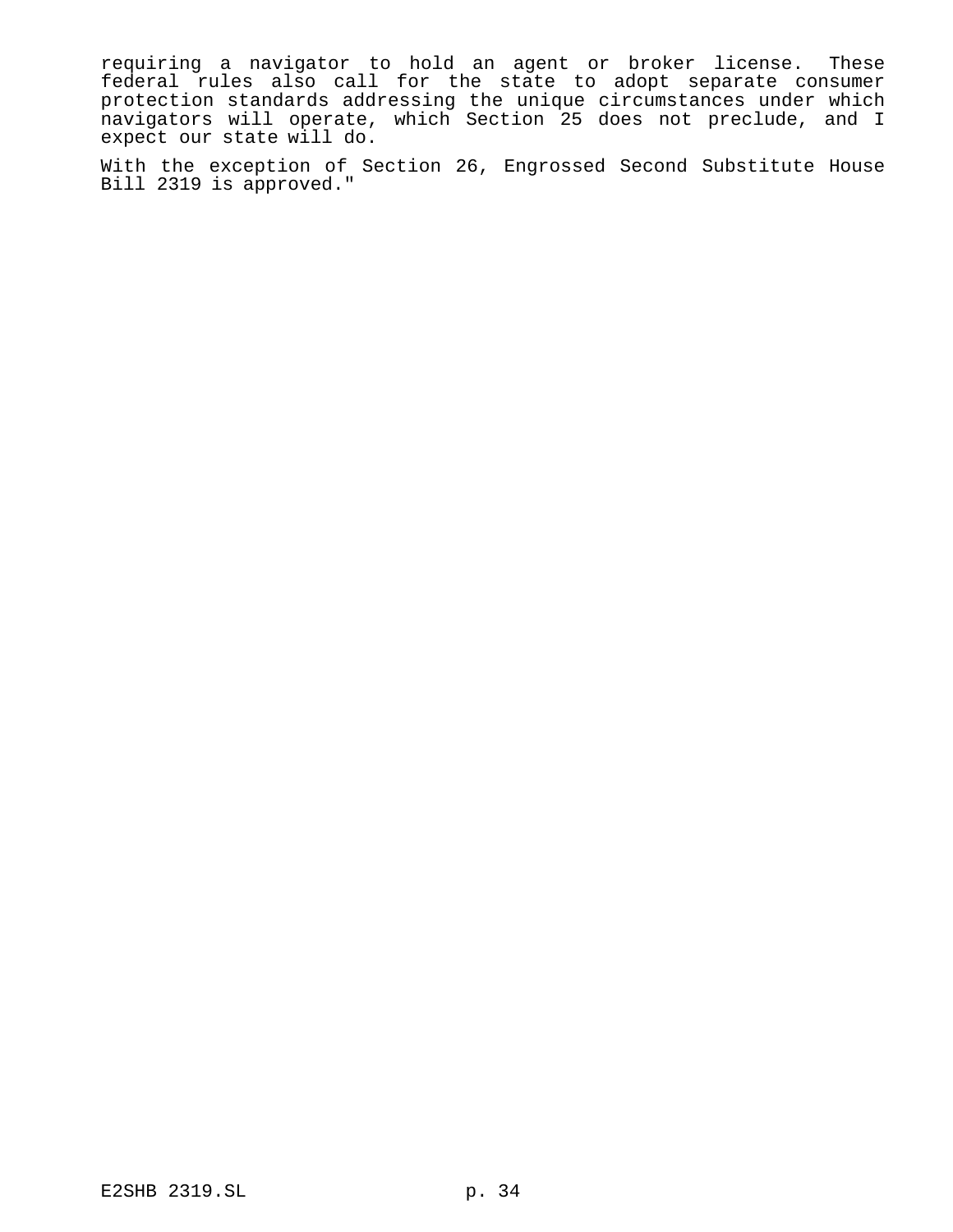requiring a navigator to hold an agent or broker license. These federal rules also call for the state to adopt separate consumer protection standards addressing the unique circumstances under which navigators will operate, which Section 25 does not preclude, and I expect our state will do.

With the exception of Section 26, Engrossed Second Substitute House Bill 2319 is approved."